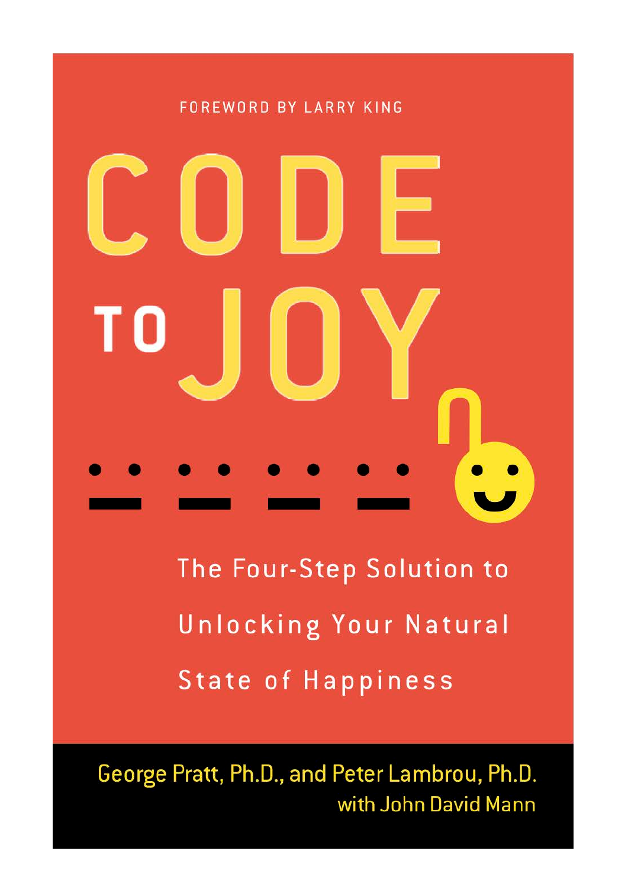FOREWORD BY LARRY KING

# CODE TO JOY

The Four-Step Solution to Unlocking Your Natural State of Happiness

George Pratt, Ph.D., and Peter Lambrou, Ph.D.
with John David Mann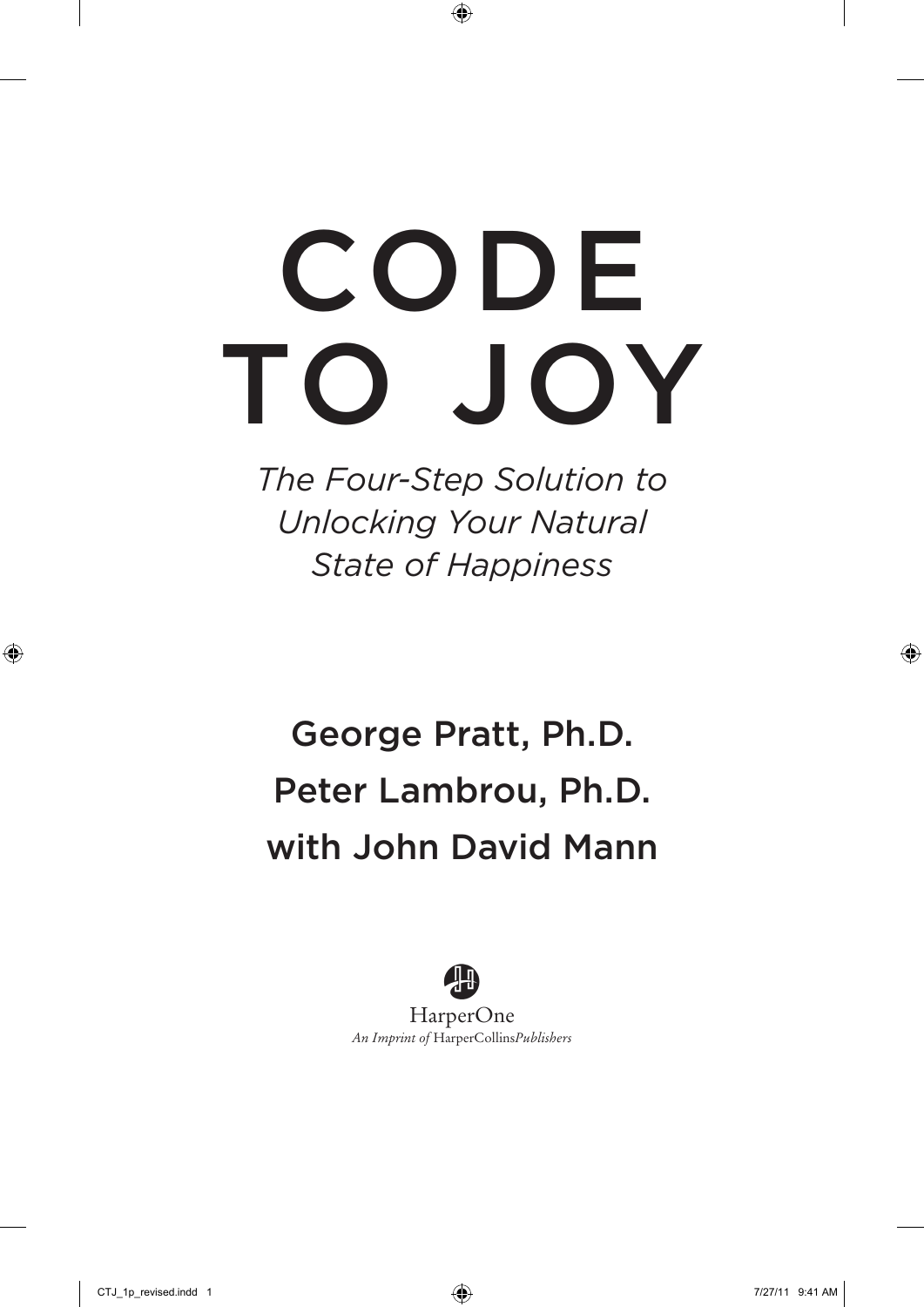# CODE TO JOY

*The Four-Step Solution to Unlocking Your Natural State of Happiness*

George Pratt, Ph.D.

Peter Lambrou, Ph.D.

with John David Mann

HarperOne

*An Imprint of* HarperCollins*Publishers*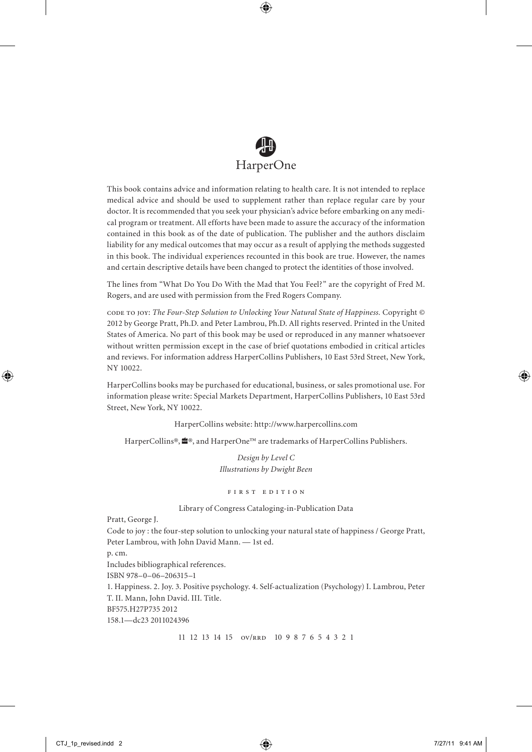HarperOne

This book contains advice and information relating to health care. It is not intended to replace medical advice and should be used to supplement rather than replace regular care by your doctor. It is recommended that you seek your physician's advice before embarking on any medical program or treatment. All efforts have been made to assure the accuracy of the information contained in this book as of the date of publication. The publisher and the authors disclaim liability for any medical outcomes that may occur as a result of applying the methods suggested in this book. The individual experiences recounted in this book are true. However, the names and certain descriptive details have been changed to protect the identities of those involved.

The lines from "What Do You Do With the Mad that You Feel?" are the copyright of Fred M. Rogers, and are used with permission from the Fred Rogers Company.

CODE TO JOY: *The Four-Step Solution to Unlocking Your Natural State of Happiness.* Copyright © 2012 by George Pratt, Ph.D. and Peter Lambrou, Ph.D. All rights reserved. Printed in the United States of America. No part of this book may be used or reproduced in any manner whatsoever without written permission except in the case of brief quotations embodied in critical articles and reviews. For information address HarperCollins Publishers, 10 East 53rd Street, New York, NY 10022.

HarperCollins books may be purchased for educational, business, or sales promotional use. For information please write: Special Markets Department, HarperCollins Publishers, 10 East 53rd Street, New York, NY 10022.

HarperCollins website: http://www.harpercollins.com

HarperCollins®, ®, and HarperOne™ are trademarks of HarperCollins Publishers.

*Design by Level C*
*Illustrations by Dwight Been*

FIRST EDITION

Library of Congress Cataloging-in-Publication Data

Pratt, George J.
Code to joy : the four-step solution to unlocking your natural state of happiness / George Pratt, Peter Lambrou, with John David Mann. — 1st ed.
p. cm.
Includes bibliographical references.
ISBN 978–0–06–206315–1
1. Happiness. 2. Joy. 3. Positive psychology. 4. Self-actualization (Psychology) I. Lambrou, Peter T. II. Mann, John David. III. Title.
BF575.H27P735 2012
158.1—dc23 2011024396

11 12 13 14 15 OV/RRD 10 9 8 7 6 5 4 3 2 1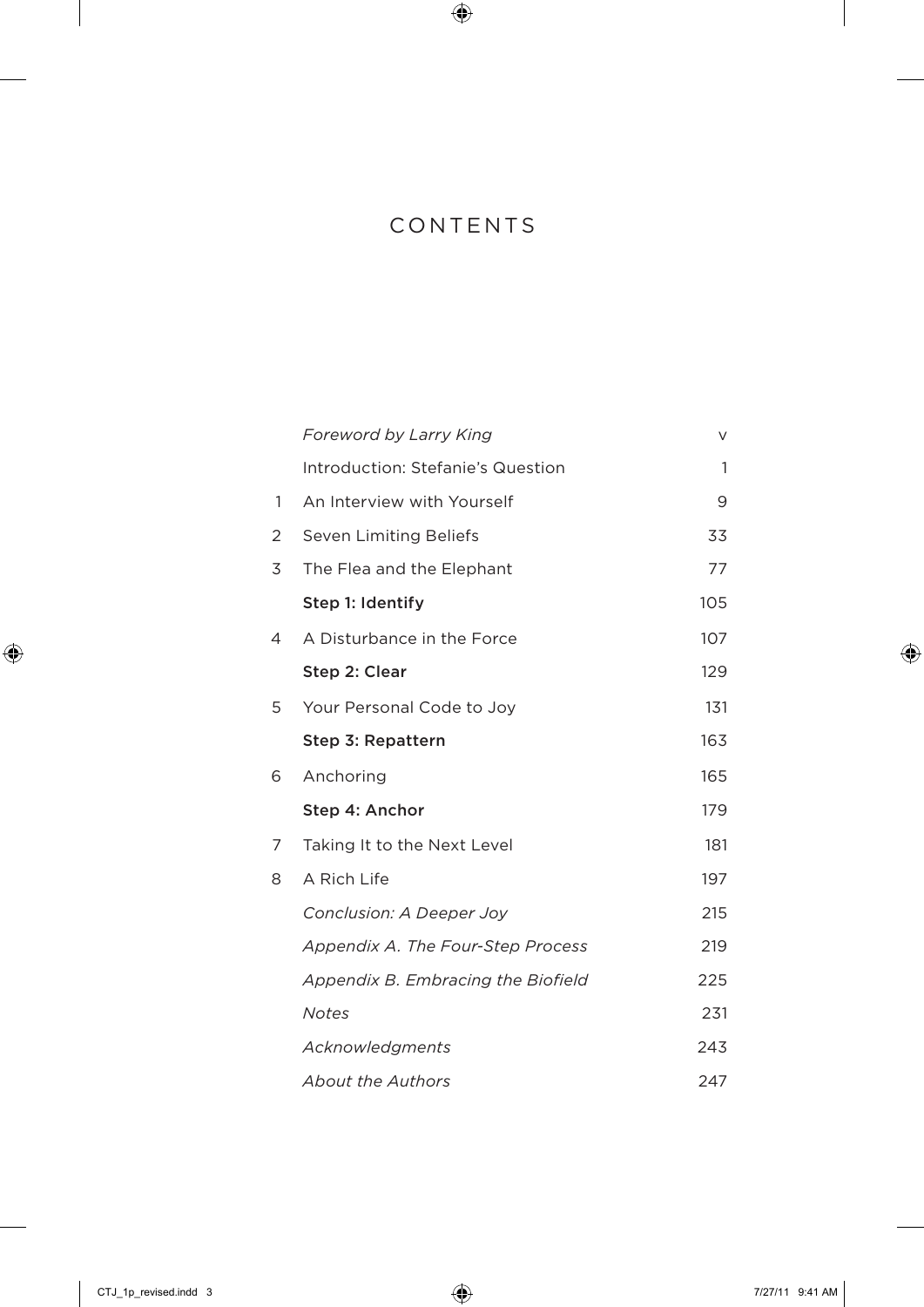# CONTENTS

| | | |
|---|---|---|
| | *Foreword by Larry King* | v |
| | Introduction: Stefanie's Question | 1 |
| 1 | An Interview with Yourself | 9 |
| 2 | Seven Limiting Beliefs | 33 |
| 3 | The Flea and the Elephant | 77 |
| | **Step 1: Identify** | 105 |
| 4 | A Disturbance in the Force | 107 |
| | **Step 2: Clear** | 129 |
| 5 | Your Personal Code to Joy | 131 |
| | **Step 3: Repattern** | 163 |
| 6 | Anchoring | 165 |
| | **Step 4: Anchor** | 179 |
| 7 | Taking It to the Next Level | 181 |
| 8 | A Rich Life | 197 |
| | *Conclusion: A Deeper Joy* | 215 |
| | *Appendix A. The Four-Step Process* | 219 |
| | *Appendix B. Embracing the Biofield* | 225 |
| | *Notes* | 231 |
| | *Acknowledgments* | 243 |
| | *About the Authors* | 247 |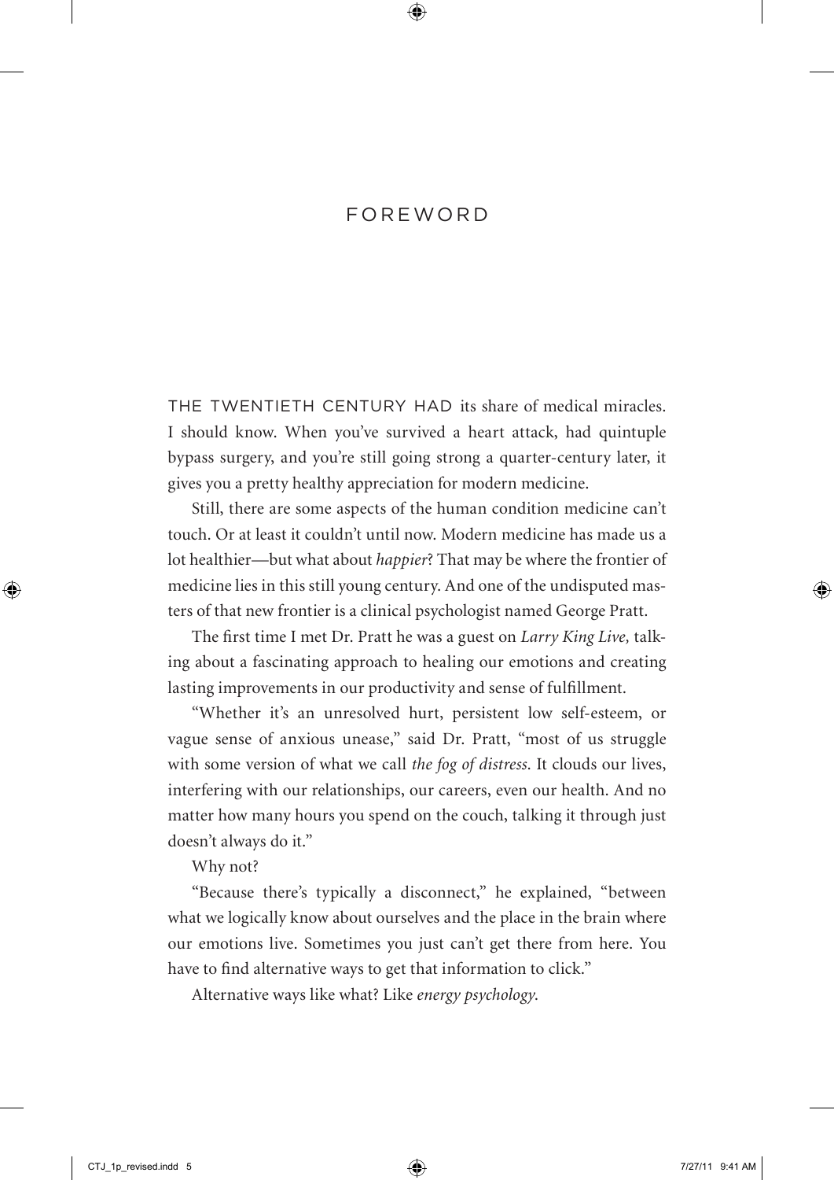# FOREWORD

THE TWENTIETH CENTURY HAD its share of medical miracles. I should know. When you've survived a heart attack, had quintuple bypass surgery, and you're still going strong a quarter-century later, it gives you a pretty healthy appreciation for modern medicine.

Still, there are some aspects of the human condition medicine can't touch. Or at least it couldn't until now. Modern medicine has made us a lot healthier—but what about *happier*? That may be where the frontier of medicine lies in this still young century. And one of the undisputed masters of that new frontier is a clinical psychologist named George Pratt.

The first time I met Dr. Pratt he was a guest on *Larry King Live,* talking about a fascinating approach to healing our emotions and creating lasting improvements in our productivity and sense of fulfillment.

"Whether it's an unresolved hurt, persistent low self-esteem, or vague sense of anxious unease," said Dr. Pratt, "most of us struggle with some version of what we call *the fog of distress*. It clouds our lives, interfering with our relationships, our careers, even our health. And no matter how many hours you spend on the couch, talking it through just doesn't always do it."

Why not?

"Because there's typically a disconnect," he explained, "between what we logically know about ourselves and the place in the brain where our emotions live. Sometimes you just can't get there from here. You have to find alternative ways to get that information to click."

Alternative ways like what? Like *energy psychology*.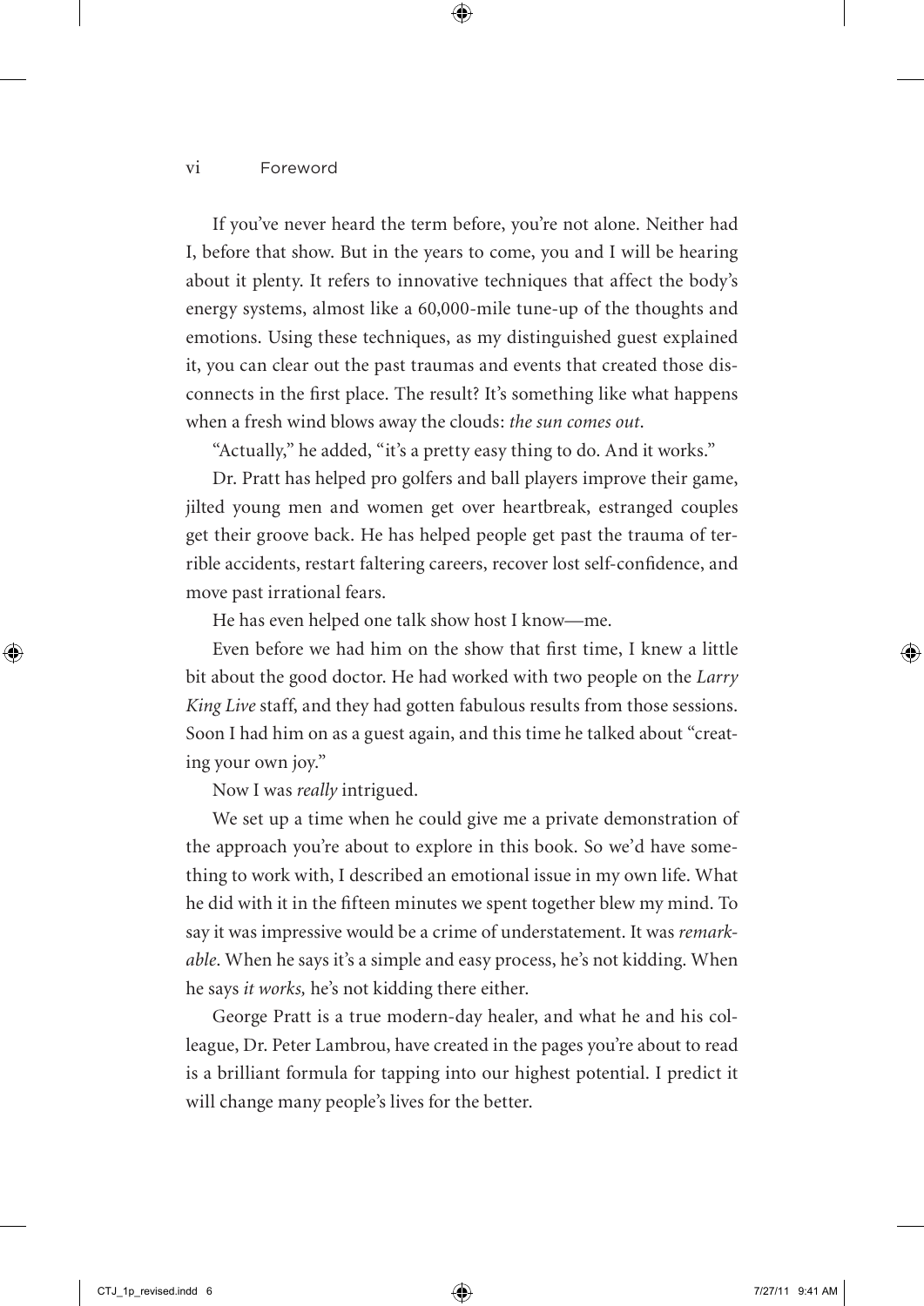If you've never heard the term before, you're not alone. Neither had I, before that show. But in the years to come, you and I will be hearing about it plenty. It refers to innovative techniques that affect the body's energy systems, almost like a 60,000-mile tune-up of the thoughts and emotions. Using these techniques, as my distinguished guest explained it, you can clear out the past traumas and events that created those disconnects in the first place. The result? It's something like what happens when a fresh wind blows away the clouds: *the sun comes out*.

"Actually," he added, "it's a pretty easy thing to do. And it works."

Dr. Pratt has helped pro golfers and ball players improve their game, jilted young men and women get over heartbreak, estranged couples get their groove back. He has helped people get past the trauma of terrible accidents, restart faltering careers, recover lost self-confidence, and move past irrational fears.

He has even helped one talk show host I know—me.

Even before we had him on the show that first time, I knew a little bit about the good doctor. He had worked with two people on the *Larry King Live* staff, and they had gotten fabulous results from those sessions. Soon I had him on as a guest again, and this time he talked about "creating your own joy."

Now I was *really* intrigued.

We set up a time when he could give me a private demonstration of the approach you're about to explore in this book. So we'd have something to work with, I described an emotional issue in my own life. What he did with it in the fifteen minutes we spent together blew my mind. To say it was impressive would be a crime of understatement. It was *remarkable*. When he says it's a simple and easy process, he's not kidding. When he says *it works,* he's not kidding there either.

George Pratt is a true modern-day healer, and what he and his colleague, Dr. Peter Lambrou, have created in the pages you're about to read is a brilliant formula for tapping into our highest potential. I predict it will change many people's lives for the better.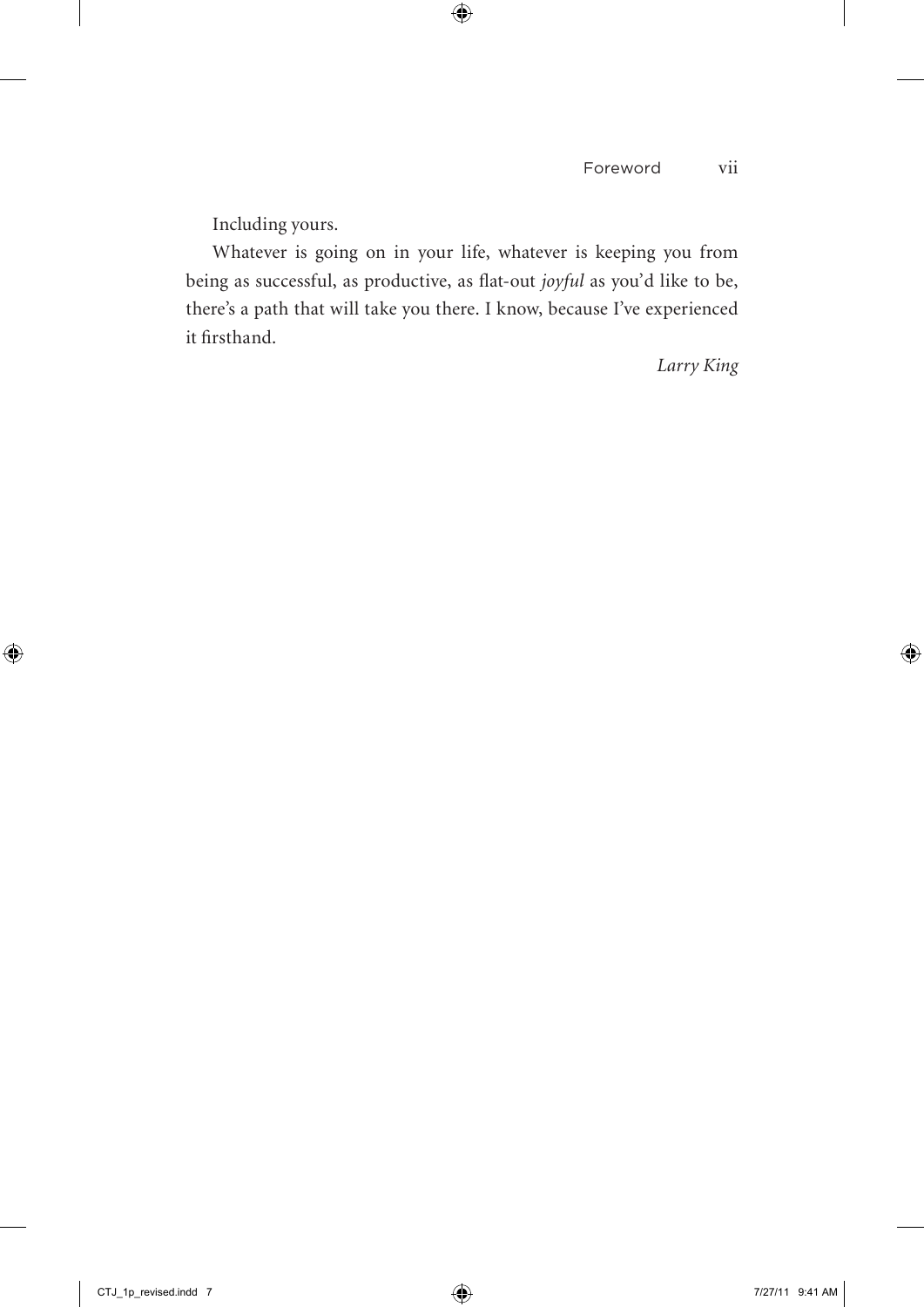Including yours.

Whatever is going on in your life, whatever is keeping you from being as successful, as productive, as flat-out *joyful* as you'd like to be, there's a path that will take you there. I know, because I've experienced it firsthand.

*Larry King*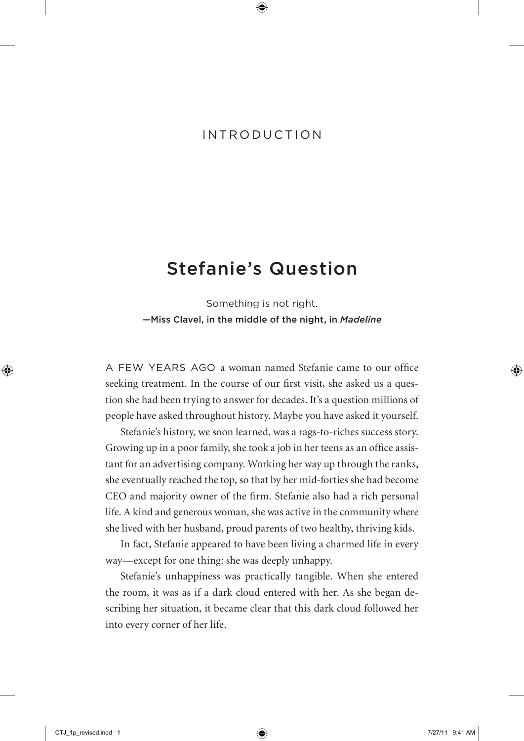INTRODUCTION

# Stefanie's Question

Something is not right.
—Miss Clavel, in the middle of the night, in *Madeline*

A FEW YEARS AGO a woman named Stefanie came to our office seeking treatment. In the course of our first visit, she asked us a question she had been trying to answer for decades. It's a question millions of people have asked throughout history. Maybe you have asked it yourself.

Stefanie's history, we soon learned, was a rags-to-riches success story. Growing up in a poor family, she took a job in her teens as an office assistant for an advertising company. Working her way up through the ranks, she eventually reached the top, so that by her mid-forties she had become CEO and majority owner of the firm. Stefanie also had a rich personal life. A kind and generous woman, she was active in the community where she lived with her husband, proud parents of two healthy, thriving kids.

In fact, Stefanie appeared to have been living a charmed life in every way—except for one thing: she was deeply unhappy.

Stefanie's unhappiness was practically tangible. When she entered the room, it was as if a dark cloud entered with her. As she began describing her situation, it became clear that this dark cloud followed her into every corner of her life.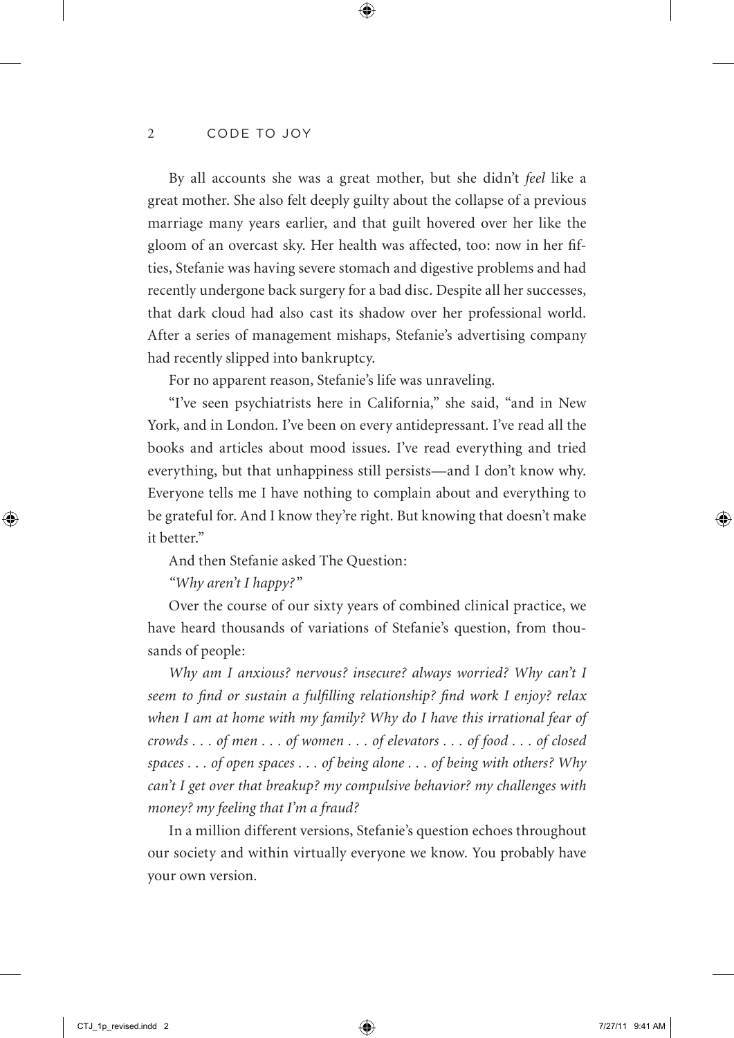By all accounts she was a great mother, but she didn't *feel* like a great mother. She also felt deeply guilty about the collapse of a previous marriage many years earlier, and that guilt hovered over her like the gloom of an overcast sky. Her health was affected, too: now in her fifties, Stefanie was having severe stomach and digestive problems and had recently undergone back surgery for a bad disc. Despite all her successes, that dark cloud had also cast its shadow over her professional world. After a series of management mishaps, Stefanie's advertising company had recently slipped into bankruptcy.

For no apparent reason, Stefanie's life was unraveling.

"I've seen psychiatrists here in California," she said, "and in New York, and in London. I've been on every antidepressant. I've read all the books and articles about mood issues. I've read everything and tried everything, but that unhappiness still persists—and I don't know why. Everyone tells me I have nothing to complain about and everything to be grateful for. And I know they're right. But knowing that doesn't make it better."

And then Stefanie asked The Question:

*"Why aren't I happy?"*

Over the course of our sixty years of combined clinical practice, we have heard thousands of variations of Stefanie's question, from thousands of people:

*Why am I anxious? nervous? insecure? always worried? Why can't I seem to find or sustain a fulfilling relationship? find work I enjoy? relax when I am at home with my family? Why do I have this irrational fear of crowds . . . of men . . . of women . . . of elevators . . . of food . . . of closed spaces . . . of open spaces . . . of being alone . . . of being with others? Why can't I get over that breakup? my compulsive behavior? my challenges with money? my feeling that I'm a fraud?*

In a million different versions, Stefanie's question echoes throughout our society and within virtually everyone we know. You probably have your own version.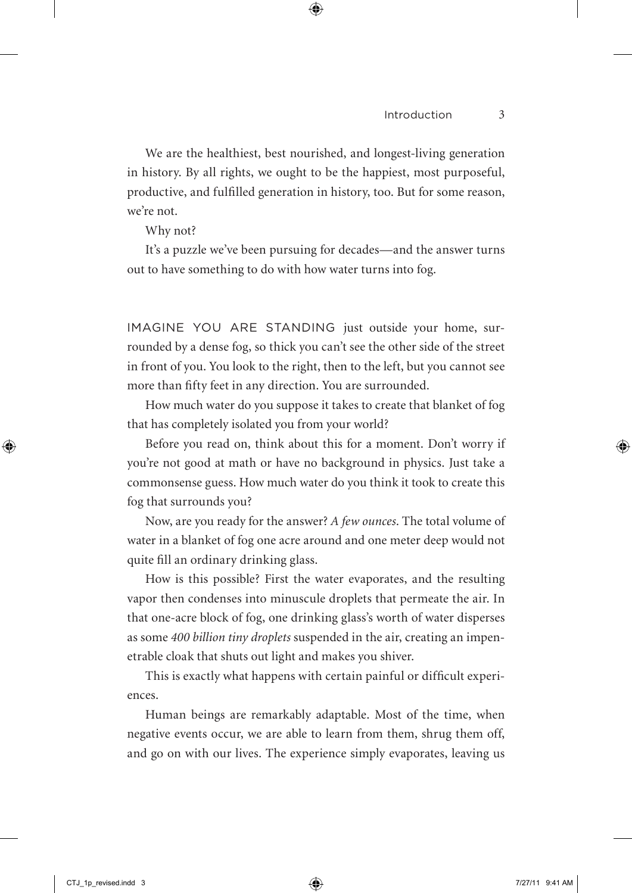We are the healthiest, best nourished, and longest-living generation in history. By all rights, we ought to be the happiest, most purposeful, productive, and fulfilled generation in history, too. But for some reason, we're not.

Why not?

It's a puzzle we've been pursuing for decades—and the answer turns out to have something to do with how water turns into fog.

IMAGINE YOU ARE STANDING just outside your home, surrounded by a dense fog, so thick you can't see the other side of the street in front of you. You look to the right, then to the left, but you cannot see more than fifty feet in any direction. You are surrounded.

How much water do you suppose it takes to create that blanket of fog that has completely isolated you from your world?

Before you read on, think about this for a moment. Don't worry if you're not good at math or have no background in physics. Just take a commonsense guess. How much water do you think it took to create this fog that surrounds you?

Now, are you ready for the answer? *A few ounces*. The total volume of water in a blanket of fog one acre around and one meter deep would not quite fill an ordinary drinking glass.

How is this possible? First the water evaporates, and the resulting vapor then condenses into minuscule droplets that permeate the air. In that one-acre block of fog, one drinking glass's worth of water disperses as some *400 billion tiny droplets* suspended in the air, creating an impenetrable cloak that shuts out light and makes you shiver.

This is exactly what happens with certain painful or difficult experiences.

Human beings are remarkably adaptable. Most of the time, when negative events occur, we are able to learn from them, shrug them off, and go on with our lives. The experience simply evaporates, leaving us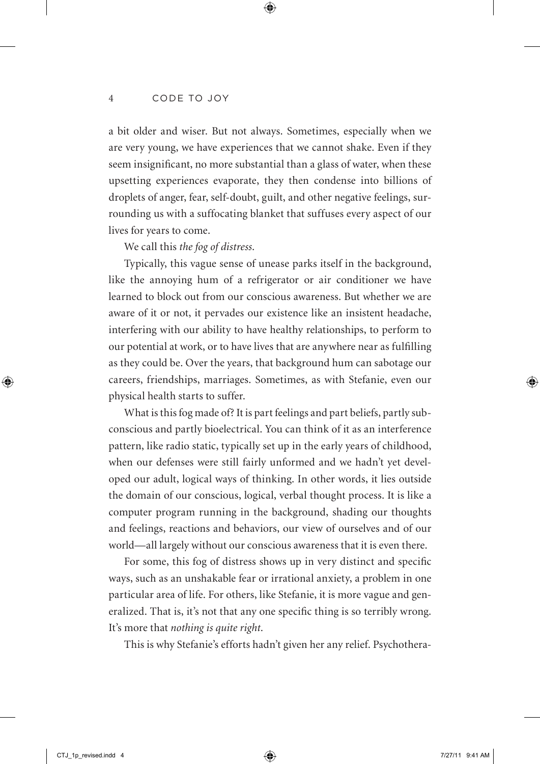a bit older and wiser. But not always. Sometimes, especially when we are very young, we have experiences that we cannot shake. Even if they seem insignificant, no more substantial than a glass of water, when these upsetting experiences evaporate, they then condense into billions of droplets of anger, fear, self-doubt, guilt, and other negative feelings, surrounding us with a suffocating blanket that suffuses every aspect of our lives for years to come.

We call this *the fog of distress.*

Typically, this vague sense of unease parks itself in the background, like the annoying hum of a refrigerator or air conditioner we have learned to block out from our conscious awareness. But whether we are aware of it or not, it pervades our existence like an insistent headache, interfering with our ability to have healthy relationships, to perform to our potential at work, or to have lives that are anywhere near as fulfilling as they could be. Over the years, that background hum can sabotage our careers, friendships, marriages. Sometimes, as with Stefanie, even our physical health starts to suffer.

What is this fog made of? It is part feelings and part beliefs, partly subconscious and partly bioelectrical. You can think of it as an interference pattern, like radio static, typically set up in the early years of childhood, when our defenses were still fairly unformed and we hadn't yet developed our adult, logical ways of thinking. In other words, it lies outside the domain of our conscious, logical, verbal thought process. It is like a computer program running in the background, shading our thoughts and feelings, reactions and behaviors, our view of ourselves and of our world—all largely without our conscious awareness that it is even there.

For some, this fog of distress shows up in very distinct and specific ways, such as an unshakable fear or irrational anxiety, a problem in one particular area of life. For others, like Stefanie, it is more vague and generalized. That is, it's not that any one specific thing is so terribly wrong. It's more that *nothing is quite right.*

This is why Stefanie's efforts hadn't given her any relief. Psychothera-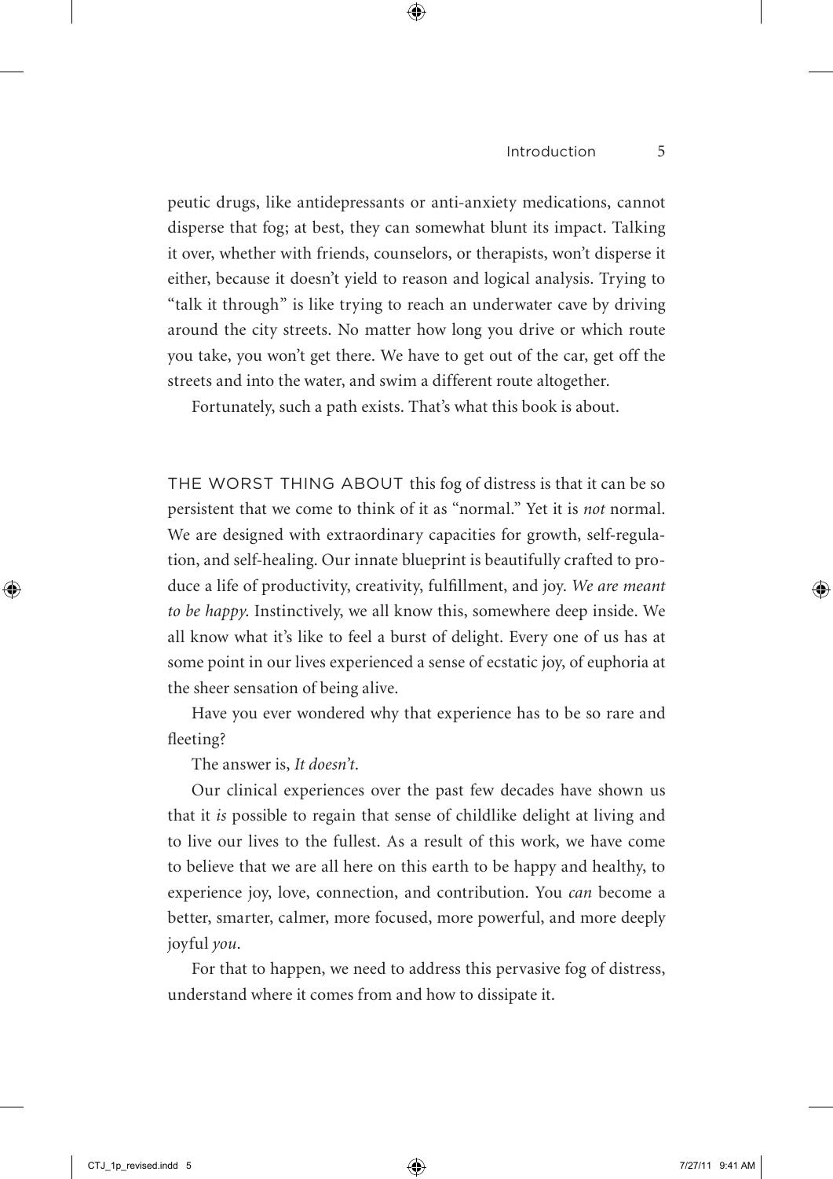peutic drugs, like antidepressants or anti-anxiety medications, cannot disperse that fog; at best, they can somewhat blunt its impact. Talking it over, whether with friends, counselors, or therapists, won't disperse it either, because it doesn't yield to reason and logical analysis. Trying to "talk it through" is like trying to reach an underwater cave by driving around the city streets. No matter how long you drive or which route you take, you won't get there. We have to get out of the car, get off the streets and into the water, and swim a different route altogether.

Fortunately, such a path exists. That's what this book is about.

THE WORST THING ABOUT this fog of distress is that it can be so persistent that we come to think of it as "normal." Yet it is *not* normal. We are designed with extraordinary capacities for growth, self-regulation, and self-healing. Our innate blueprint is beautifully crafted to produce a life of productivity, creativity, fulfillment, and joy. *We are meant to be happy.* Instinctively, we all know this, somewhere deep inside. We all know what it's like to feel a burst of delight. Every one of us has at some point in our lives experienced a sense of ecstatic joy, of euphoria at the sheer sensation of being alive.

Have you ever wondered why that experience has to be so rare and fleeting?

The answer is, *It doesn't.*

Our clinical experiences over the past few decades have shown us that it *is* possible to regain that sense of childlike delight at living and to live our lives to the fullest. As a result of this work, we have come to believe that we are all here on this earth to be happy and healthy, to experience joy, love, connection, and contribution. You *can* become a better, smarter, calmer, more focused, more powerful, and more deeply joyful *you*.

For that to happen, we need to address this pervasive fog of distress, understand where it comes from and how to dissipate it.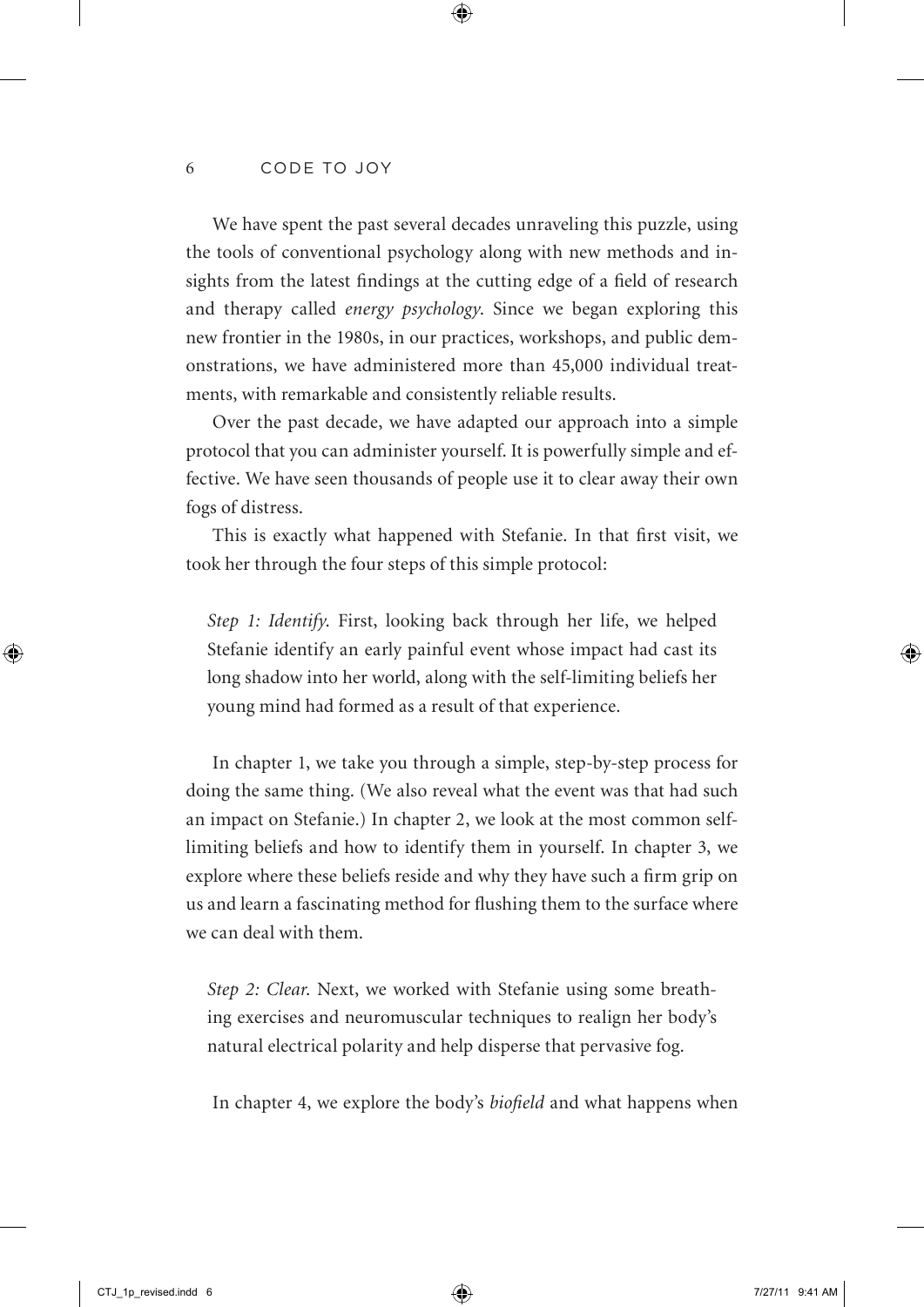We have spent the past several decades unraveling this puzzle, using the tools of conventional psychology along with new methods and insights from the latest findings at the cutting edge of a field of research and therapy called *energy psychology*. Since we began exploring this new frontier in the 1980s, in our practices, workshops, and public demonstrations, we have administered more than 45,000 individual treatments, with remarkable and consistently reliable results.

Over the past decade, we have adapted our approach into a simple protocol that you can administer yourself. It is powerfully simple and effective. We have seen thousands of people use it to clear away their own fogs of distress.

This is exactly what happened with Stefanie. In that first visit, we took her through the four steps of this simple protocol:

> *Step 1: Identify.* First, looking back through her life, we helped Stefanie identify an early painful event whose impact had cast its long shadow into her world, along with the self-limiting beliefs her young mind had formed as a result of that experience.

In chapter 1, we take you through a simple, step-by-step process for doing the same thing. (We also reveal what the event was that had such an impact on Stefanie.) In chapter 2, we look at the most common self-limiting beliefs and how to identify them in yourself. In chapter 3, we explore where these beliefs reside and why they have such a firm grip on us and learn a fascinating method for flushing them to the surface where we can deal with them.

> *Step 2: Clear.* Next, we worked with Stefanie using some breathing exercises and neuromuscular techniques to realign her body's natural electrical polarity and help disperse that pervasive fog.

In chapter 4, we explore the body's *biofield* and what happens when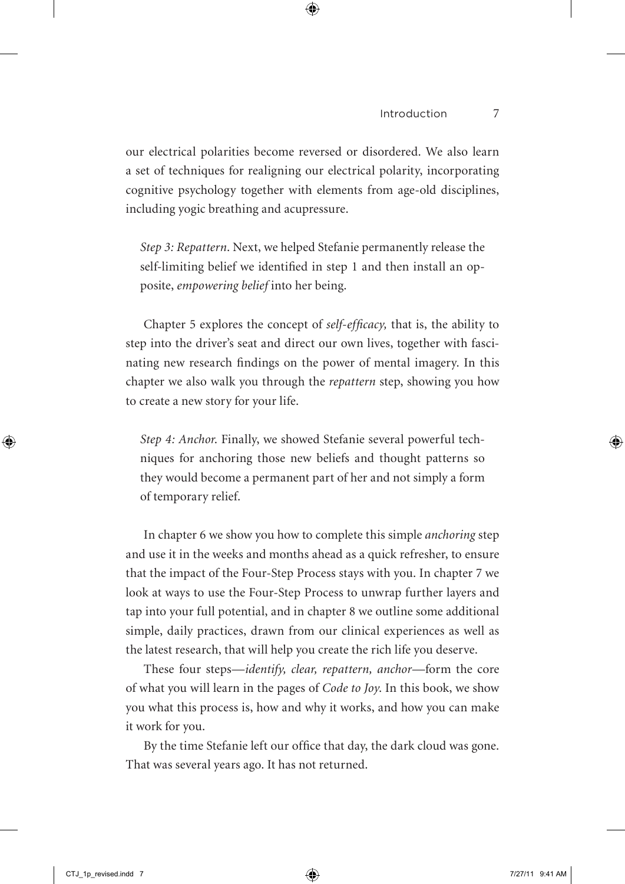our electrical polarities become reversed or disordered. We also learn a set of techniques for realigning our electrical polarity, incorporating cognitive psychology together with elements from age-old disciplines, including yogic breathing and acupressure.

> *Step 3: Repattern*. Next, we helped Stefanie permanently release the self-limiting belief we identified in step 1 and then install an opposite, *empowering belief* into her being.

Chapter 5 explores the concept of *self-efficacy,* that is, the ability to step into the driver's seat and direct our own lives, together with fascinating new research findings on the power of mental imagery. In this chapter we also walk you through the *repattern* step, showing you how to create a new story for your life.

> *Step 4: Anchor.* Finally, we showed Stefanie several powerful techniques for anchoring those new beliefs and thought patterns so they would become a permanent part of her and not simply a form of temporary relief.

In chapter 6 we show you how to complete this simple *anchoring* step and use it in the weeks and months ahead as a quick refresher, to ensure that the impact of the Four-Step Process stays with you. In chapter 7 we look at ways to use the Four-Step Process to unwrap further layers and tap into your full potential, and in chapter 8 we outline some additional simple, daily practices, drawn from our clinical experiences as well as the latest research, that will help you create the rich life you deserve.

These four steps—*identify, clear, repattern, anchor*—form the core of what you will learn in the pages of *Code to Joy.* In this book, we show you what this process is, how and why it works, and how you can make it work for you.

By the time Stefanie left our office that day, the dark cloud was gone. That was several years ago. It has not returned.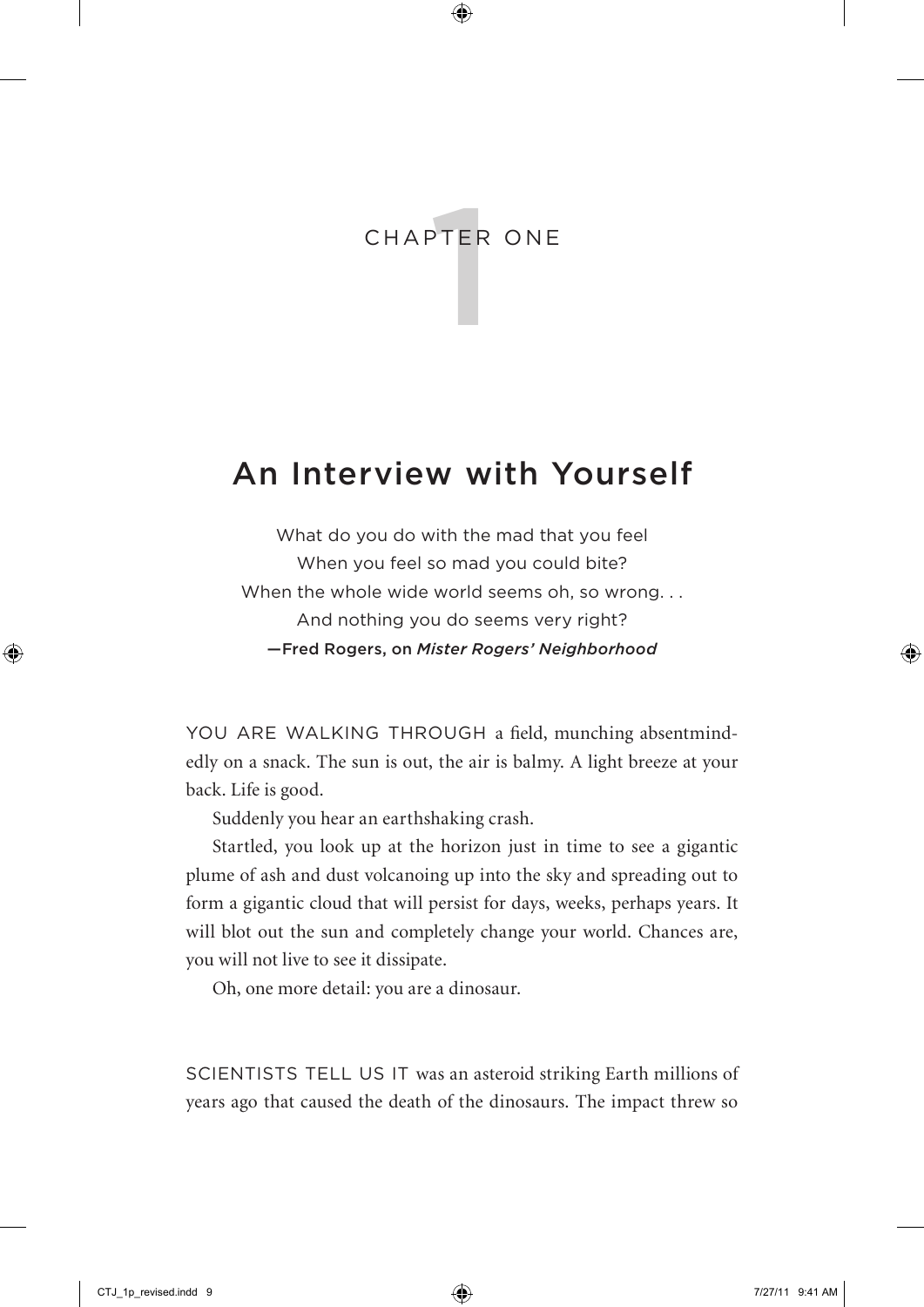# CHAPTER ONE

## An Interview with Yourself

What do you do with the mad that you feel  
When you feel so mad you could bite?  
When the whole wide world seems oh, so wrong. . .  
And nothing you do seems very right?  
**—Fred Rogers, on *Mister Rogers' Neighborhood***

YOU ARE WALKING THROUGH a field, munching absentmindedly on a snack. The sun is out, the air is balmy. A light breeze at your back. Life is good.

Suddenly you hear an earthshaking crash.

Startled, you look up at the horizon just in time to see a gigantic plume of ash and dust volcanoing up into the sky and spreading out to form a gigantic cloud that will persist for days, weeks, perhaps years. It will blot out the sun and completely change your world. Chances are, you will not live to see it dissipate.

Oh, one more detail: you are a dinosaur.

SCIENTISTS TELL US IT was an asteroid striking Earth millions of years ago that caused the death of the dinosaurs. The impact threw so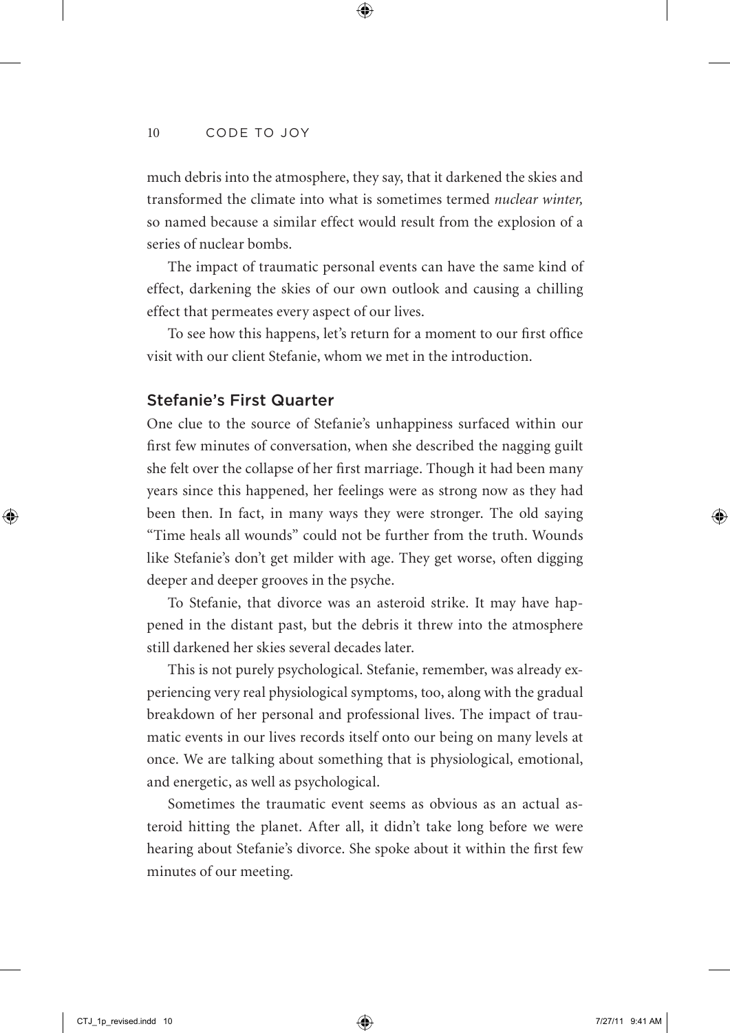much debris into the atmosphere, they say, that it darkened the skies and transformed the climate into what is sometimes termed *nuclear winter,* so named because a similar effect would result from the explosion of a series of nuclear bombs.

The impact of traumatic personal events can have the same kind of effect, darkening the skies of our own outlook and causing a chilling effect that permeates every aspect of our lives.

To see how this happens, let's return for a moment to our first office visit with our client Stefanie, whom we met in the introduction.

## Stefanie's First Quarter

One clue to the source of Stefanie's unhappiness surfaced within our first few minutes of conversation, when she described the nagging guilt she felt over the collapse of her first marriage. Though it had been many years since this happened, her feelings were as strong now as they had been then. In fact, in many ways they were stronger. The old saying "Time heals all wounds" could not be further from the truth. Wounds like Stefanie's don't get milder with age. They get worse, often digging deeper and deeper grooves in the psyche.

To Stefanie, that divorce was an asteroid strike. It may have happened in the distant past, but the debris it threw into the atmosphere still darkened her skies several decades later.

This is not purely psychological. Stefanie, remember, was already experiencing very real physiological symptoms, too, along with the gradual breakdown of her personal and professional lives. The impact of traumatic events in our lives records itself onto our being on many levels at once. We are talking about something that is physiological, emotional, and energetic, as well as psychological.

Sometimes the traumatic event seems as obvious as an actual asteroid hitting the planet. After all, it didn't take long before we were hearing about Stefanie's divorce. She spoke about it within the first few minutes of our meeting.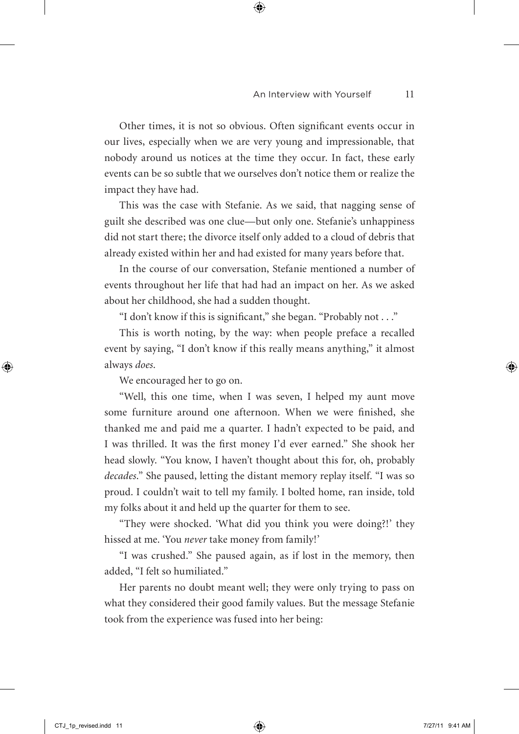Other times, it is not so obvious. Often significant events occur in our lives, especially when we are very young and impressionable, that nobody around us notices at the time they occur. In fact, these early events can be so subtle that we ourselves don't notice them or realize the impact they have had.

This was the case with Stefanie. As we said, that nagging sense of guilt she described was one clue—but only one. Stefanie's unhappiness did not start there; the divorce itself only added to a cloud of debris that already existed within her and had existed for many years before that.

In the course of our conversation, Stefanie mentioned a number of events throughout her life that had had an impact on her. As we asked about her childhood, she had a sudden thought.

"I don't know if this is significant," she began. "Probably not . . ."

This is worth noting, by the way: when people preface a recalled event by saying, "I don't know if this really means anything," it almost always *does*.

We encouraged her to go on.

"Well, this one time, when I was seven, I helped my aunt move some furniture around one afternoon. When we were finished, she thanked me and paid me a quarter. I hadn't expected to be paid, and I was thrilled. It was the first money I'd ever earned." She shook her head slowly. "You know, I haven't thought about this for, oh, probably *decades*." She paused, letting the distant memory replay itself. "I was so proud. I couldn't wait to tell my family. I bolted home, ran inside, told my folks about it and held up the quarter for them to see.

"They were shocked. 'What did you think you were doing?!' they hissed at me. 'You *never* take money from family!'

"I was crushed." She paused again, as if lost in the memory, then added, "I felt so humiliated."

Her parents no doubt meant well; they were only trying to pass on what they considered their good family values. But the message Stefanie took from the experience was fused into her being: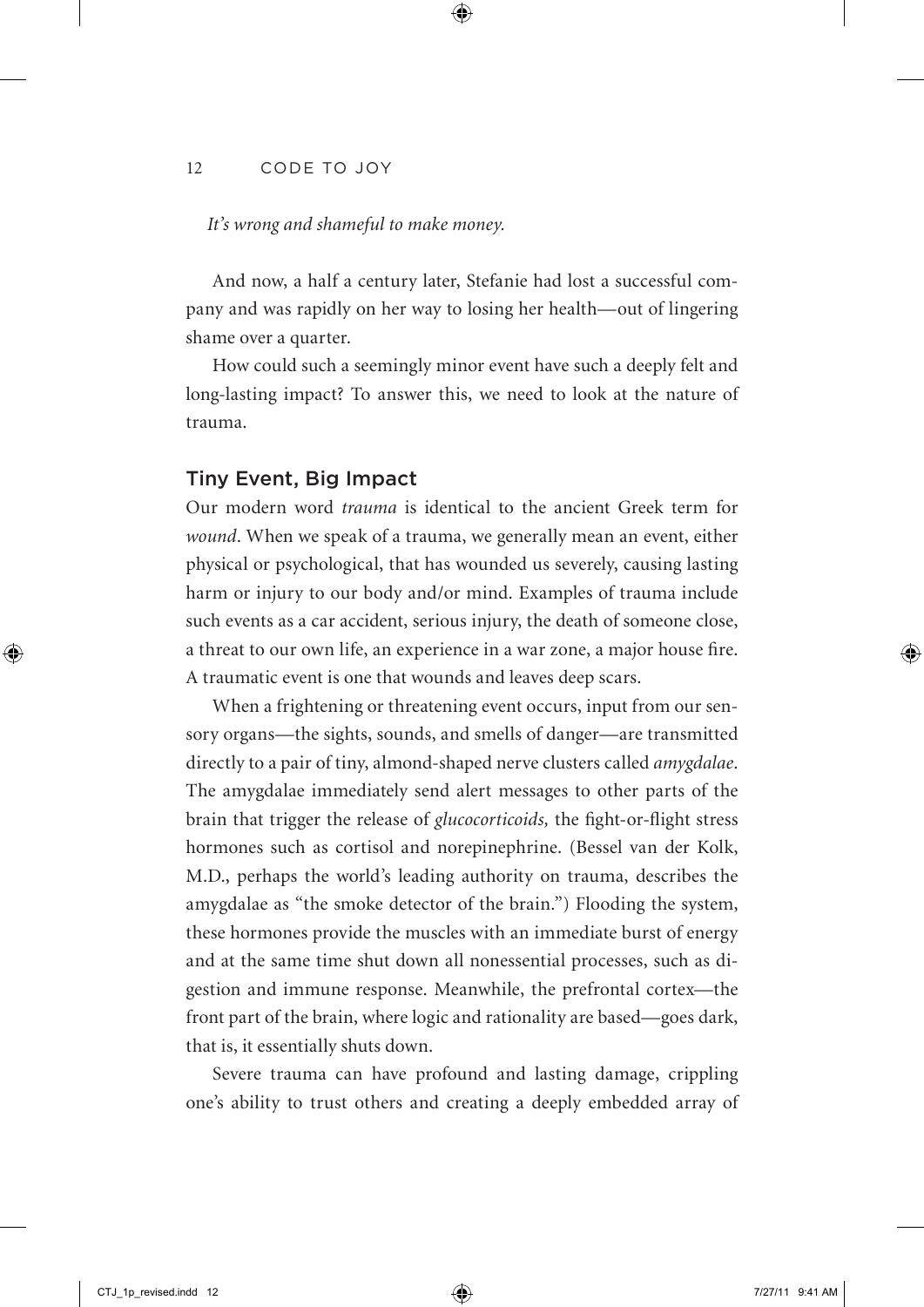*It's wrong and shameful to make money.*

And now, a half a century later, Stefanie had lost a successful company and was rapidly on her way to losing her health—out of lingering shame over a quarter.

How could such a seemingly minor event have such a deeply felt and long-lasting impact? To answer this, we need to look at the nature of trauma.

## Tiny Event, Big Impact

Our modern word *trauma* is identical to the ancient Greek term for *wound*. When we speak of a trauma, we generally mean an event, either physical or psychological, that has wounded us severely, causing lasting harm or injury to our body and/or mind. Examples of trauma include such events as a car accident, serious injury, the death of someone close, a threat to our own life, an experience in a war zone, a major house fire. A traumatic event is one that wounds and leaves deep scars.

When a frightening or threatening event occurs, input from our sensory organs—the sights, sounds, and smells of danger—are transmitted directly to a pair of tiny, almond-shaped nerve clusters called *amygdalae*. The amygdalae immediately send alert messages to other parts of the brain that trigger the release of *glucocorticoids,* the fight-or-flight stress hormones such as cortisol and norepinephrine. (Bessel van der Kolk, M.D., perhaps the world's leading authority on trauma, describes the amygdalae as "the smoke detector of the brain.") Flooding the system, these hormones provide the muscles with an immediate burst of energy and at the same time shut down all nonessential processes, such as digestion and immune response. Meanwhile, the prefrontal cortex—the front part of the brain, where logic and rationality are based—goes dark, that is, it essentially shuts down.

Severe trauma can have profound and lasting damage, crippling one's ability to trust others and creating a deeply embedded array of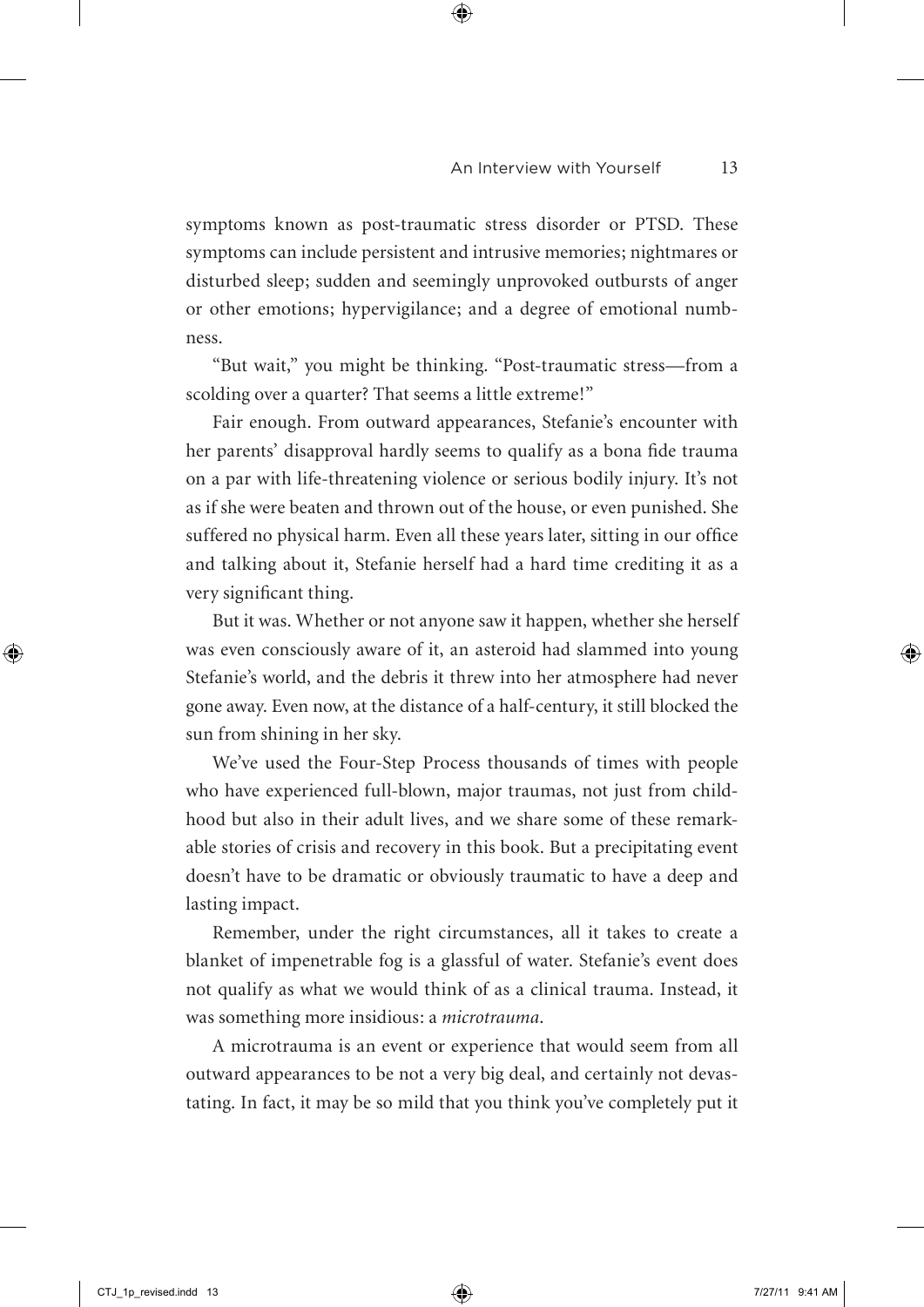symptoms known as post-traumatic stress disorder or PTSD. These symptoms can include persistent and intrusive memories; nightmares or disturbed sleep; sudden and seemingly unprovoked outbursts of anger or other emotions; hypervigilance; and a degree of emotional numbness.

"But wait," you might be thinking. "Post-traumatic stress—from a scolding over a quarter? That seems a little extreme!"

Fair enough. From outward appearances, Stefanie's encounter with her parents' disapproval hardly seems to qualify as a bona fide trauma on a par with life-threatening violence or serious bodily injury. It's not as if she were beaten and thrown out of the house, or even punished. She suffered no physical harm. Even all these years later, sitting in our office and talking about it, Stefanie herself had a hard time crediting it as a very significant thing.

But it was. Whether or not anyone saw it happen, whether she herself was even consciously aware of it, an asteroid had slammed into young Stefanie's world, and the debris it threw into her atmosphere had never gone away. Even now, at the distance of a half-century, it still blocked the sun from shining in her sky.

We've used the Four-Step Process thousands of times with people who have experienced full-blown, major traumas, not just from childhood but also in their adult lives, and we share some of these remarkable stories of crisis and recovery in this book. But a precipitating event doesn't have to be dramatic or obviously traumatic to have a deep and lasting impact.

Remember, under the right circumstances, all it takes to create a blanket of impenetrable fog is a glassful of water. Stefanie's event does not qualify as what we would think of as a clinical trauma. Instead, it was something more insidious: a *microtrauma*.

A microtrauma is an event or experience that would seem from all outward appearances to be not a very big deal, and certainly not devastating. In fact, it may be so mild that you think you've completely put it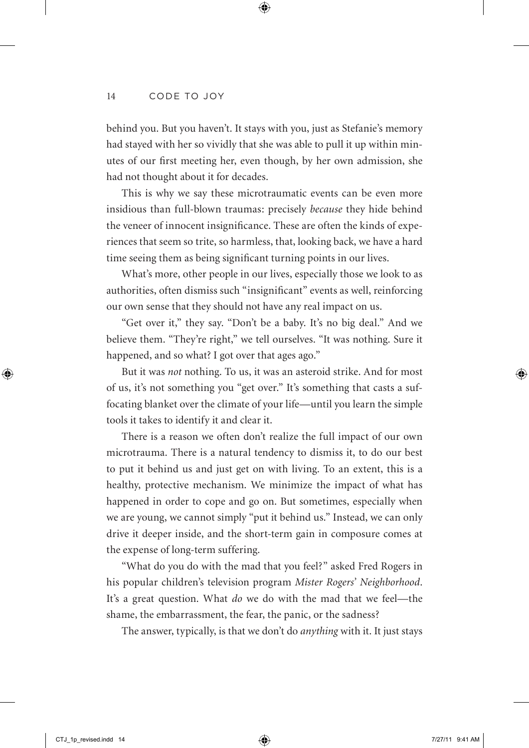behind you. But you haven't. It stays with you, just as Stefanie's memory had stayed with her so vividly that she was able to pull it up within minutes of our first meeting her, even though, by her own admission, she had not thought about it for decades.

This is why we say these microtraumatic events can be even more insidious than full-blown traumas: precisely *because* they hide behind the veneer of innocent insignificance. These are often the kinds of experiences that seem so trite, so harmless, that, looking back, we have a hard time seeing them as being significant turning points in our lives.

What's more, other people in our lives, especially those we look to as authorities, often dismiss such "insignificant" events as well, reinforcing our own sense that they should not have any real impact on us.

"Get over it," they say. "Don't be a baby. It's no big deal." And we believe them. "They're right," we tell ourselves. "It was nothing. Sure it happened, and so what? I got over that ages ago."

But it was *not* nothing. To us, it was an asteroid strike. And for most of us, it's not something you "get over." It's something that casts a suffocating blanket over the climate of your life—until you learn the simple tools it takes to identify it and clear it.

There is a reason we often don't realize the full impact of our own microtrauma. There is a natural tendency to dismiss it, to do our best to put it behind us and just get on with living. To an extent, this is a healthy, protective mechanism. We minimize the impact of what has happened in order to cope and go on. But sometimes, especially when we are young, we cannot simply "put it behind us." Instead, we can only drive it deeper inside, and the short-term gain in composure comes at the expense of long-term suffering.

"What do you do with the mad that you feel?" asked Fred Rogers in his popular children's television program *Mister Rogers' Neighborhood*. It's a great question. What *do* we do with the mad that we feel—the shame, the embarrassment, the fear, the panic, or the sadness?

The answer, typically, is that we don't do *anything* with it. It just stays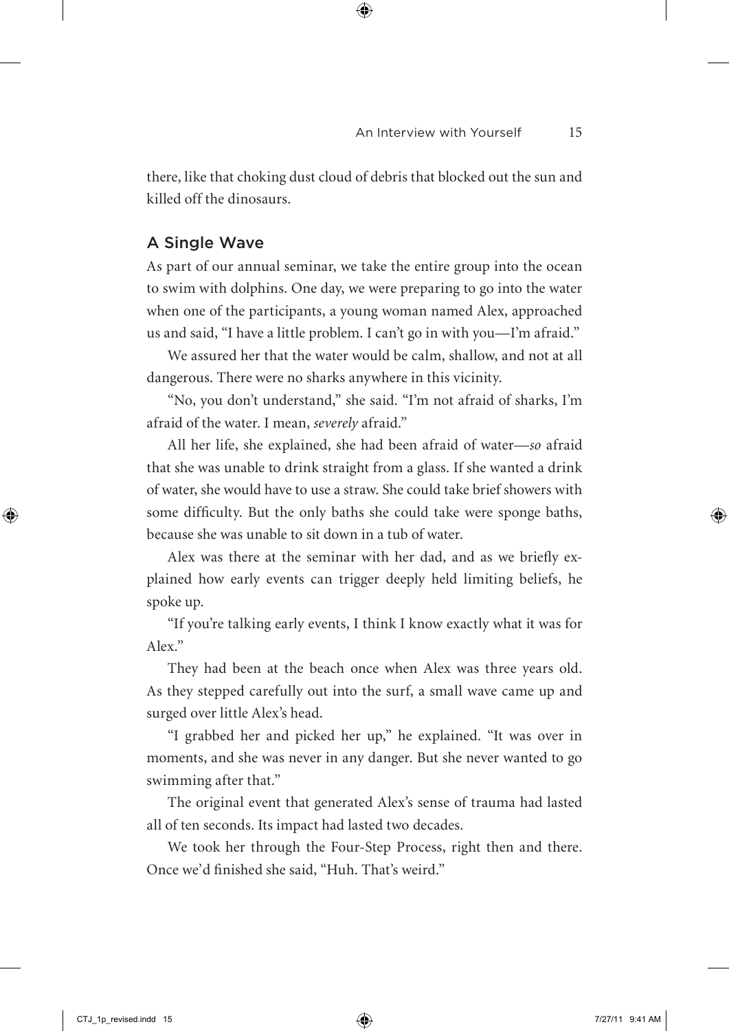there, like that choking dust cloud of debris that blocked out the sun and killed off the dinosaurs.

## A Single Wave

As part of our annual seminar, we take the entire group into the ocean to swim with dolphins. One day, we were preparing to go into the water when one of the participants, a young woman named Alex, approached us and said, "I have a little problem. I can't go in with you—I'm afraid."

We assured her that the water would be calm, shallow, and not at all dangerous. There were no sharks anywhere in this vicinity.

"No, you don't understand," she said. "I'm not afraid of sharks, I'm afraid of the water. I mean, *severely* afraid."

All her life, she explained, she had been afraid of water—*so* afraid that she was unable to drink straight from a glass. If she wanted a drink of water, she would have to use a straw. She could take brief showers with some difficulty. But the only baths she could take were sponge baths, because she was unable to sit down in a tub of water.

Alex was there at the seminar with her dad, and as we briefly explained how early events can trigger deeply held limiting beliefs, he spoke up.

"If you're talking early events, I think I know exactly what it was for Alex."

They had been at the beach once when Alex was three years old. As they stepped carefully out into the surf, a small wave came up and surged over little Alex's head.

"I grabbed her and picked her up," he explained. "It was over in moments, and she was never in any danger. But she never wanted to go swimming after that."

The original event that generated Alex's sense of trauma had lasted all of ten seconds. Its impact had lasted two decades.

We took her through the Four-Step Process, right then and there. Once we'd finished she said, "Huh. That's weird."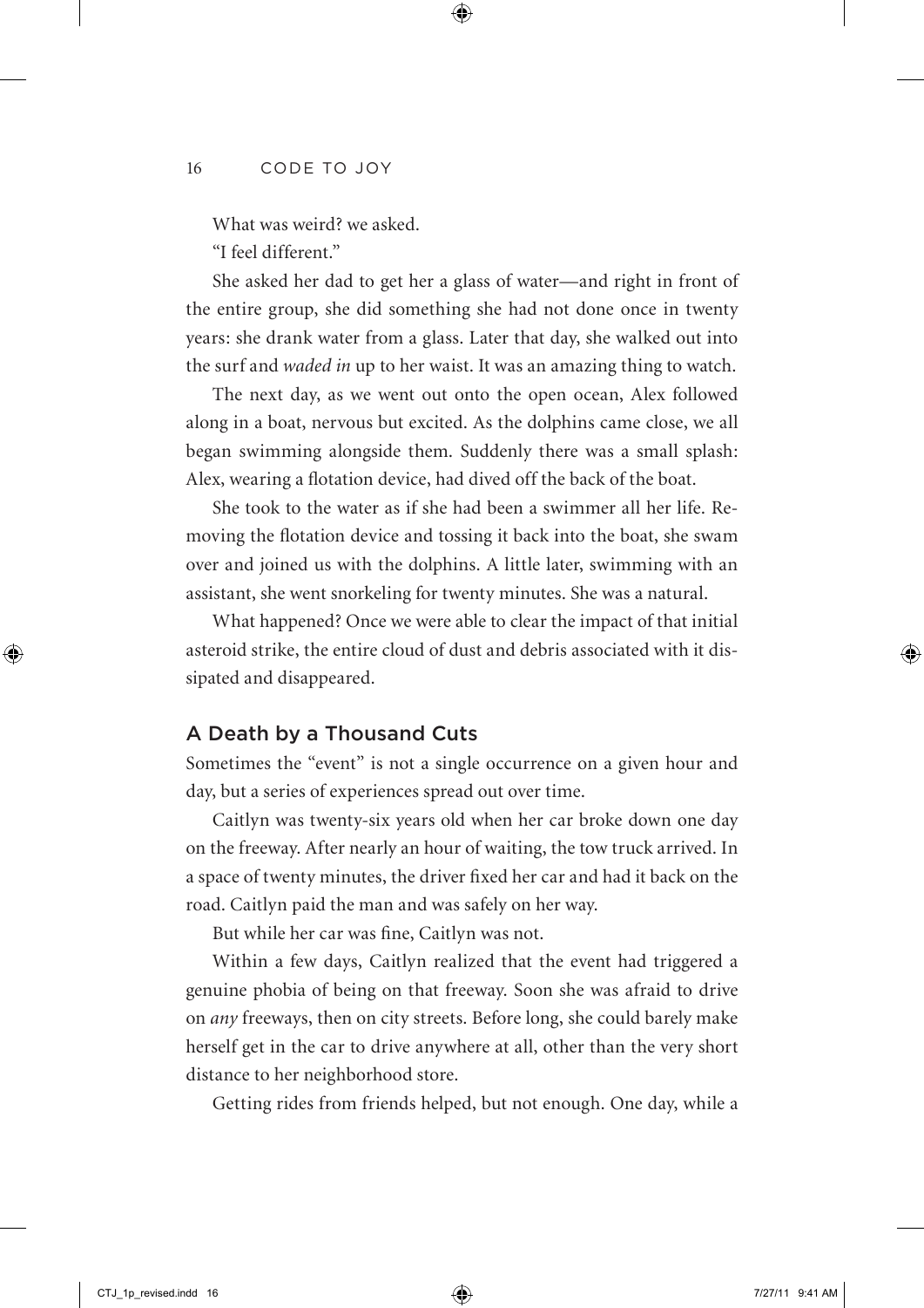What was weird? we asked.

"I feel different."

She asked her dad to get her a glass of water—and right in front of the entire group, she did something she had not done once in twenty years: she drank water from a glass. Later that day, she walked out into the surf and *waded in* up to her waist. It was an amazing thing to watch.

The next day, as we went out onto the open ocean, Alex followed along in a boat, nervous but excited. As the dolphins came close, we all began swimming alongside them. Suddenly there was a small splash: Alex, wearing a flotation device, had dived off the back of the boat.

She took to the water as if she had been a swimmer all her life. Removing the flotation device and tossing it back into the boat, she swam over and joined us with the dolphins. A little later, swimming with an assistant, she went snorkeling for twenty minutes. She was a natural.

What happened? Once we were able to clear the impact of that initial asteroid strike, the entire cloud of dust and debris associated with it dissipated and disappeared.

## A Death by a Thousand Cuts

Sometimes the "event" is not a single occurrence on a given hour and day, but a series of experiences spread out over time.

Caitlyn was twenty-six years old when her car broke down one day on the freeway. After nearly an hour of waiting, the tow truck arrived. In a space of twenty minutes, the driver fixed her car and had it back on the road. Caitlyn paid the man and was safely on her way.

But while her car was fine, Caitlyn was not.

Within a few days, Caitlyn realized that the event had triggered a genuine phobia of being on that freeway. Soon she was afraid to drive on *any* freeways, then on city streets. Before long, she could barely make herself get in the car to drive anywhere at all, other than the very short distance to her neighborhood store.

Getting rides from friends helped, but not enough. One day, while a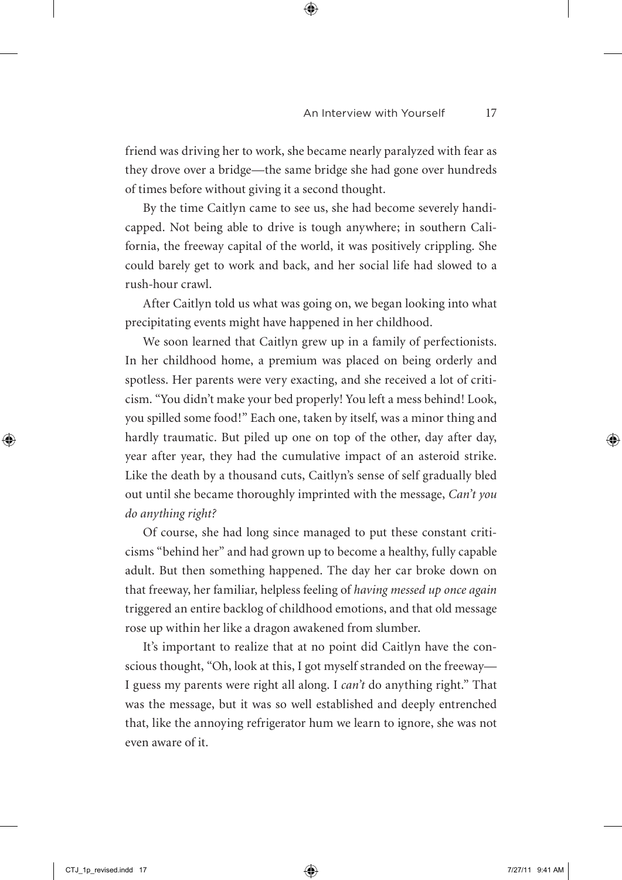friend was driving her to work, she became nearly paralyzed with fear as they drove over a bridge—the same bridge she had gone over hundreds of times before without giving it a second thought.

By the time Caitlyn came to see us, she had become severely handicapped. Not being able to drive is tough anywhere; in southern California, the freeway capital of the world, it was positively crippling. She could barely get to work and back, and her social life had slowed to a rush-hour crawl.

After Caitlyn told us what was going on, we began looking into what precipitating events might have happened in her childhood.

We soon learned that Caitlyn grew up in a family of perfectionists. In her childhood home, a premium was placed on being orderly and spotless. Her parents were very exacting, and she received a lot of criticism. "You didn't make your bed properly! You left a mess behind! Look, you spilled some food!" Each one, taken by itself, was a minor thing and hardly traumatic. But piled up one on top of the other, day after day, year after year, they had the cumulative impact of an asteroid strike. Like the death by a thousand cuts, Caitlyn's sense of self gradually bled out until she became thoroughly imprinted with the message, *Can't you do anything right?*

Of course, she had long since managed to put these constant criticisms "behind her" and had grown up to become a healthy, fully capable adult. But then something happened. The day her car broke down on that freeway, her familiar, helpless feeling of *having messed up once again* triggered an entire backlog of childhood emotions, and that old message rose up within her like a dragon awakened from slumber.

It's important to realize that at no point did Caitlyn have the conscious thought, "Oh, look at this, I got myself stranded on the freeway—I guess my parents were right all along. I *can't* do anything right." That was the message, but it was so well established and deeply entrenched that, like the annoying refrigerator hum we learn to ignore, she was not even aware of it.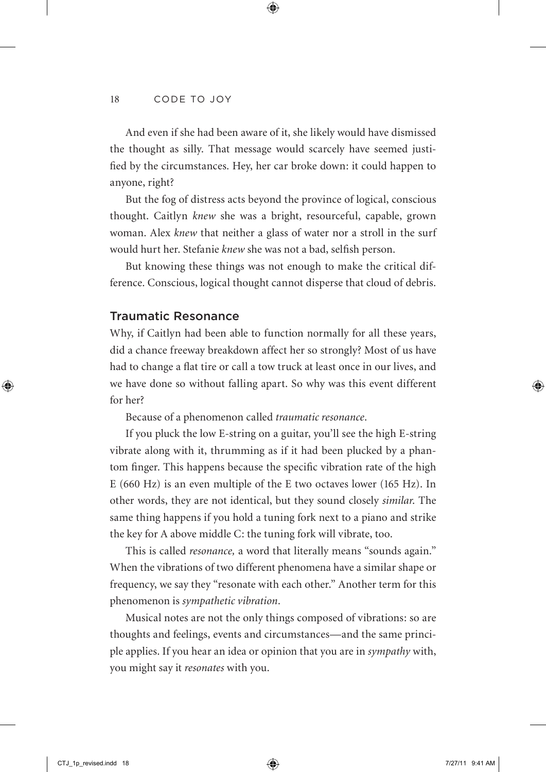And even if she had been aware of it, she likely would have dismissed the thought as silly. That message would scarcely have seemed justified by the circumstances. Hey, her car broke down: it could happen to anyone, right?

But the fog of distress acts beyond the province of logical, conscious thought. Caitlyn *knew* she was a bright, resourceful, capable, grown woman. Alex *knew* that neither a glass of water nor a stroll in the surf would hurt her. Stefanie *knew* she was not a bad, selfish person.

But knowing these things was not enough to make the critical difference. Conscious, logical thought cannot disperse that cloud of debris.

## Traumatic Resonance

Why, if Caitlyn had been able to function normally for all these years, did a chance freeway breakdown affect her so strongly? Most of us have had to change a flat tire or call a tow truck at least once in our lives, and we have done so without falling apart. So why was this event different for her?

Because of a phenomenon called *traumatic resonance*.

If you pluck the low E-string on a guitar, you'll see the high E-string vibrate along with it, thrumming as if it had been plucked by a phantom finger. This happens because the specific vibration rate of the high E (660 Hz) is an even multiple of the E two octaves lower (165 Hz). In other words, they are not identical, but they sound closely *similar*. The same thing happens if you hold a tuning fork next to a piano and strike the key for A above middle C: the tuning fork will vibrate, too.

This is called *resonance,* a word that literally means "sounds again." When the vibrations of two different phenomena have a similar shape or frequency, we say they "resonate with each other." Another term for this phenomenon is *sympathetic vibration*.

Musical notes are not the only things composed of vibrations: so are thoughts and feelings, events and circumstances—and the same principle applies. If you hear an idea or opinion that you are in *sympathy* with, you might say it *resonates* with you.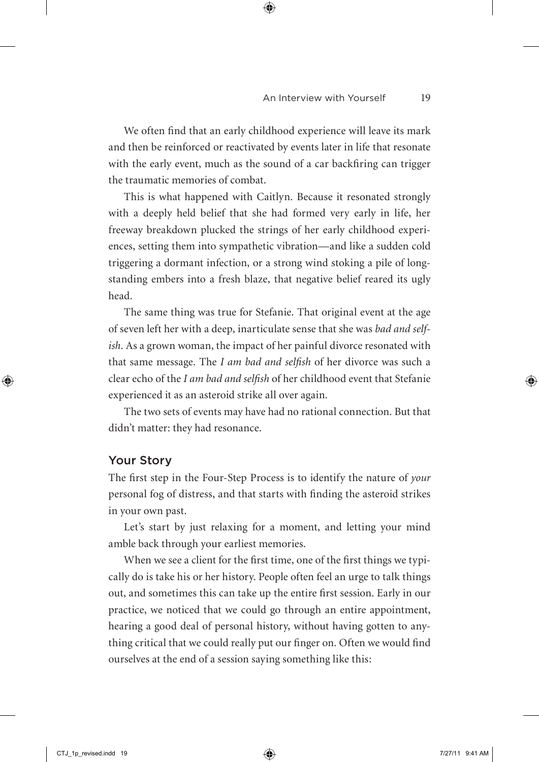We often find that an early childhood experience will leave its mark and then be reinforced or reactivated by events later in life that resonate with the early event, much as the sound of a car backfiring can trigger the traumatic memories of combat.

This is what happened with Caitlyn. Because it resonated strongly with a deeply held belief that she had formed very early in life, her freeway breakdown plucked the strings of her early childhood experiences, setting them into sympathetic vibration—and like a sudden cold triggering a dormant infection, or a strong wind stoking a pile of long-standing embers into a fresh blaze, that negative belief reared its ugly head.

The same thing was true for Stefanie. That original event at the age of seven left her with a deep, inarticulate sense that she was *bad and selfish*. As a grown woman, the impact of her painful divorce resonated with that same message. The *I am bad and selfish* of her divorce was such a clear echo of the *I am bad and selfish* of her childhood event that Stefanie experienced it as an asteroid strike all over again.

The two sets of events may have had no rational connection. But that didn't matter: they had resonance.

## Your Story

The first step in the Four-Step Process is to identify the nature of *your* personal fog of distress, and that starts with finding the asteroid strikes in your own past.

Let's start by just relaxing for a moment, and letting your mind amble back through your earliest memories.

When we see a client for the first time, one of the first things we typically do is take his or her history. People often feel an urge to talk things out, and sometimes this can take up the entire first session. Early in our practice, we noticed that we could go through an entire appointment, hearing a good deal of personal history, without having gotten to anything critical that we could really put our finger on. Often we would find ourselves at the end of a session saying something like this: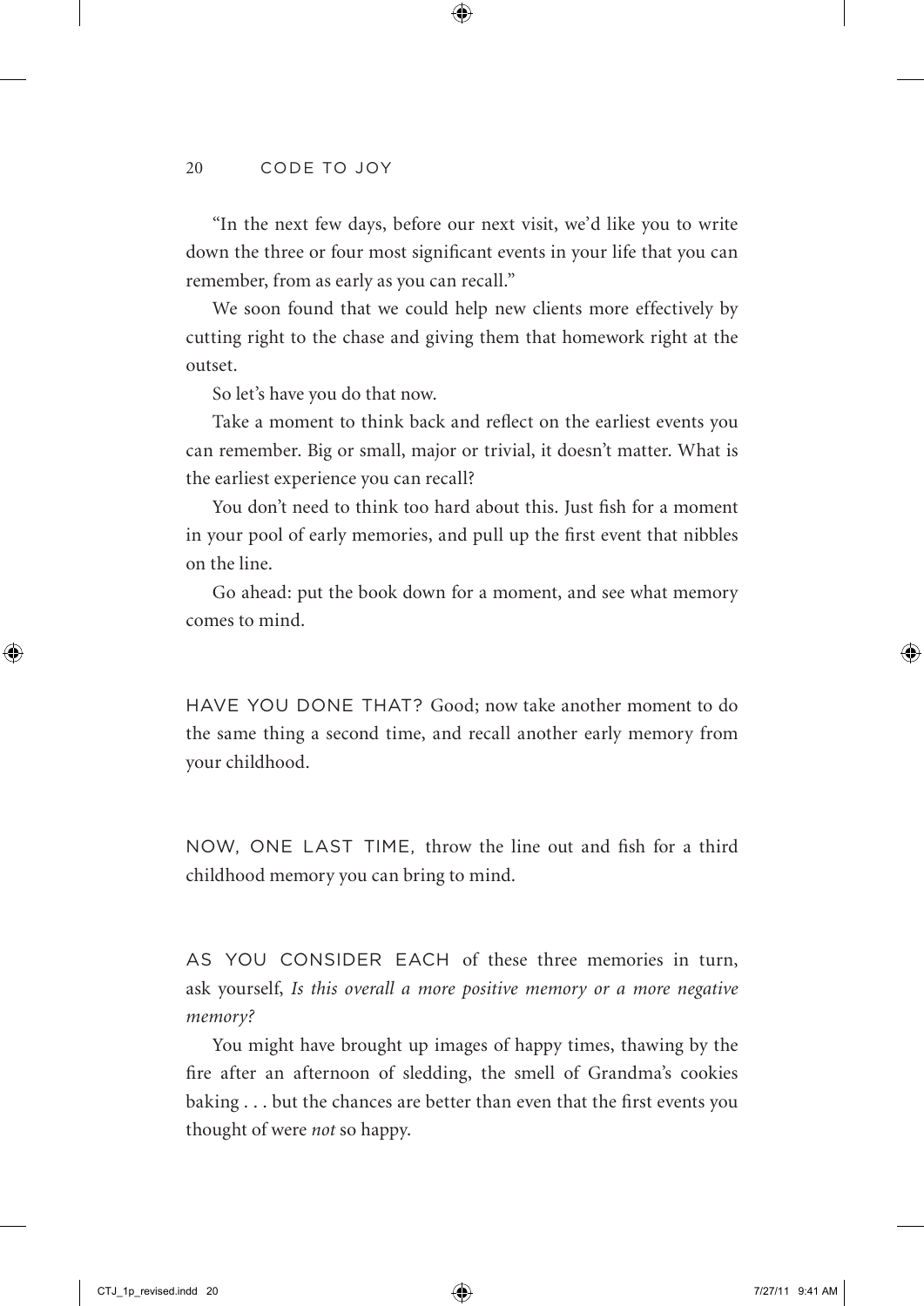"In the next few days, before our next visit, we'd like you to write down the three or four most significant events in your life that you can remember, from as early as you can recall."

We soon found that we could help new clients more effectively by cutting right to the chase and giving them that homework right at the outset.

So let's have you do that now.

Take a moment to think back and reflect on the earliest events you can remember. Big or small, major or trivial, it doesn't matter. What is the earliest experience you can recall?

You don't need to think too hard about this. Just fish for a moment in your pool of early memories, and pull up the first event that nibbles on the line.

Go ahead: put the book down for a moment, and see what memory comes to mind.

HAVE YOU DONE THAT? Good; now take another moment to do the same thing a second time, and recall another early memory from your childhood.

NOW, ONE LAST TIME, throw the line out and fish for a third childhood memory you can bring to mind.

AS YOU CONSIDER EACH of these three memories in turn, ask yourself, *Is this overall a more positive memory or a more negative memory?*

You might have brought up images of happy times, thawing by the fire after an afternoon of sledding, the smell of Grandma's cookies baking . . . but the chances are better than even that the first events you thought of were *not* so happy.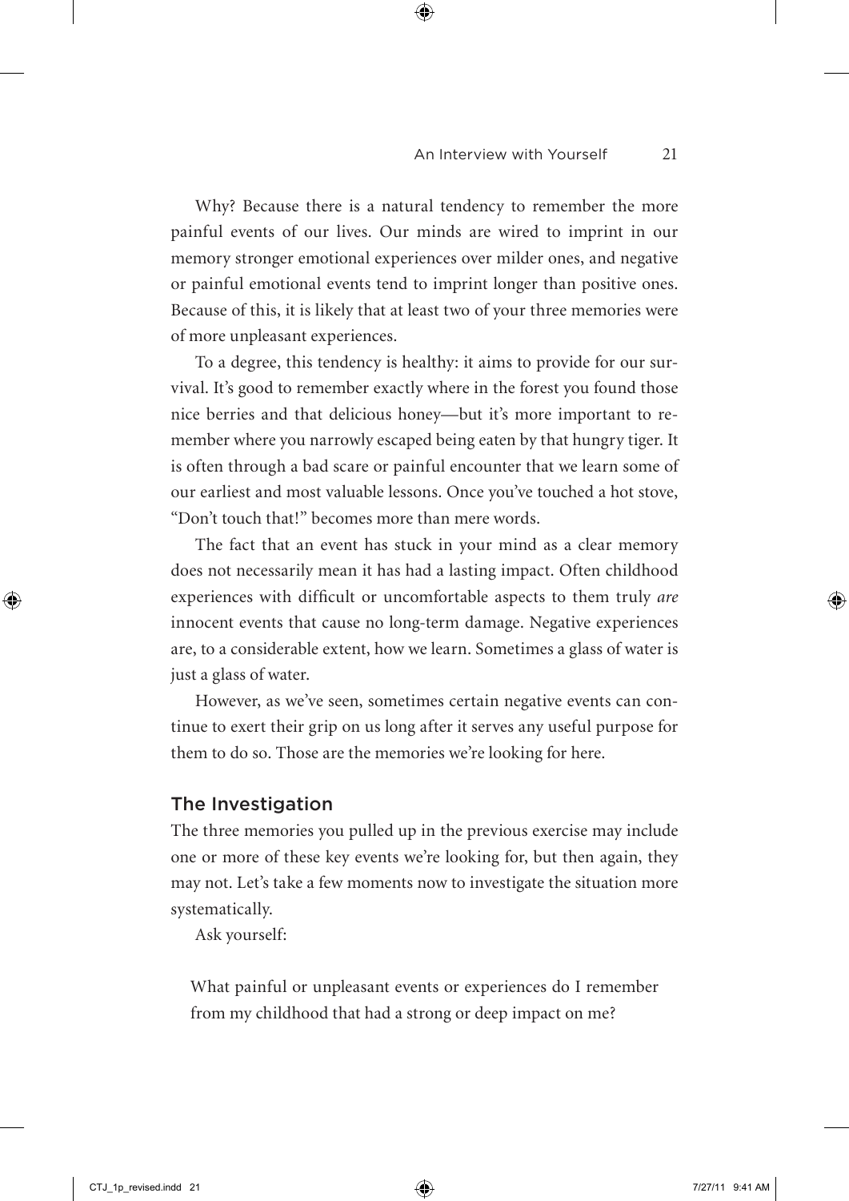Why? Because there is a natural tendency to remember the more painful events of our lives. Our minds are wired to imprint in our memory stronger emotional experiences over milder ones, and negative or painful emotional events tend to imprint longer than positive ones. Because of this, it is likely that at least two of your three memories were of more unpleasant experiences.

To a degree, this tendency is healthy: it aims to provide for our survival. It's good to remember exactly where in the forest you found those nice berries and that delicious honey—but it's more important to remember where you narrowly escaped being eaten by that hungry tiger. It is often through a bad scare or painful encounter that we learn some of our earliest and most valuable lessons. Once you've touched a hot stove, "Don't touch that!" becomes more than mere words.

The fact that an event has stuck in your mind as a clear memory does not necessarily mean it has had a lasting impact. Often childhood experiences with difficult or uncomfortable aspects to them truly *are* innocent events that cause no long-term damage. Negative experiences are, to a considerable extent, how we learn. Sometimes a glass of water is just a glass of water.

However, as we've seen, sometimes certain negative events can continue to exert their grip on us long after it serves any useful purpose for them to do so. Those are the memories we're looking for here.

## The Investigation

The three memories you pulled up in the previous exercise may include one or more of these key events we're looking for, but then again, they may not. Let's take a few moments now to investigate the situation more systematically.

Ask yourself:

> What painful or unpleasant events or experiences do I remember from my childhood that had a strong or deep impact on me?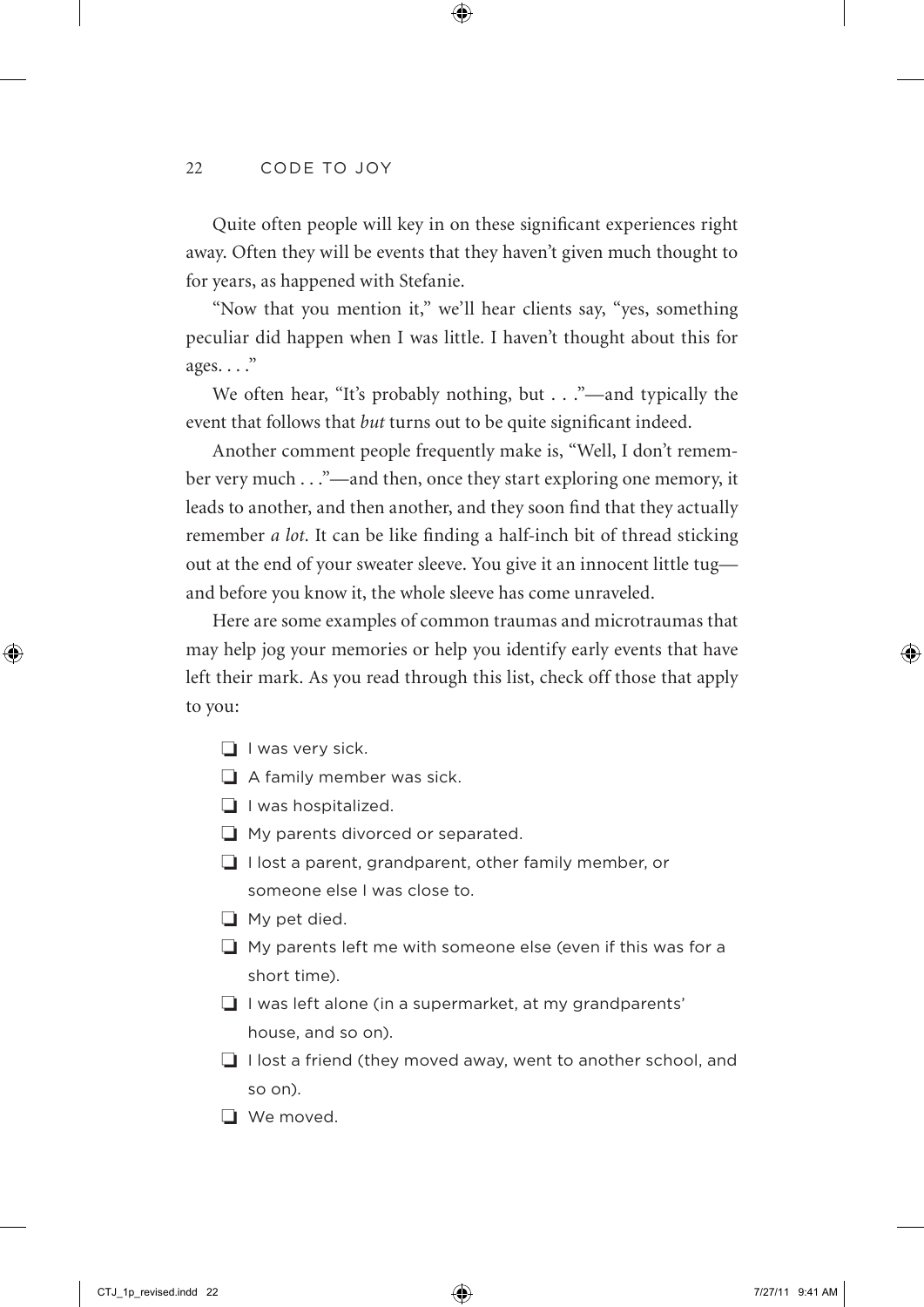Quite often people will key in on these significant experiences right away. Often they will be events that they haven't given much thought to for years, as happened with Stefanie.

"Now that you mention it," we'll hear clients say, "yes, something peculiar did happen when I was little. I haven't thought about this for ages. . . ."

We often hear, "It's probably nothing, but . . ."—and typically the event that follows that *but* turns out to be quite significant indeed.

Another comment people frequently make is, "Well, I don't remember very much . . ."—and then, once they start exploring one memory, it leads to another, and then another, and they soon find that they actually remember *a lot*. It can be like finding a half-inch bit of thread sticking out at the end of your sweater sleeve. You give it an innocent little tug—and before you know it, the whole sleeve has come unraveled.

Here are some examples of common traumas and microtraumas that may help jog your memories or help you identify early events that have left their mark. As you read through this list, check off those that apply to you:

- ❑ I was very sick.
- ❑ A family member was sick.
- ❑ I was hospitalized.
- ❑ My parents divorced or separated.
- ❑ I lost a parent, grandparent, other family member, or someone else I was close to.
- ❑ My pet died.
- ❑ My parents left me with someone else (even if this was for a short time).
- ❑ I was left alone (in a supermarket, at my grandparents' house, and so on).
- ❑ I lost a friend (they moved away, went to another school, and so on).
- ❑ We moved.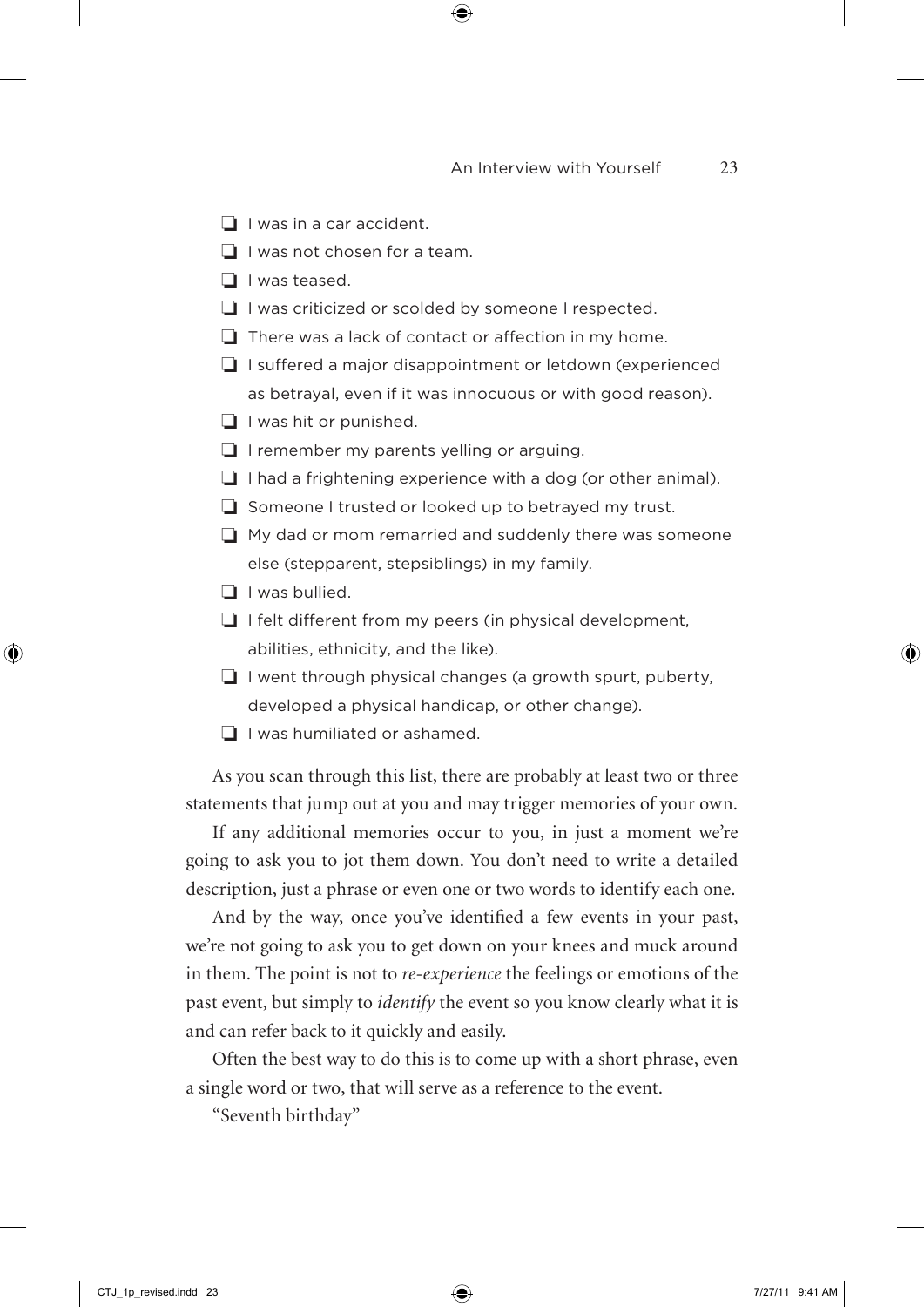- ❑ I was in a car accident.
- ❑ I was not chosen for a team.
- ❑ I was teased.
- ❑ I was criticized or scolded by someone I respected.
- ❑ There was a lack of contact or affection in my home.
- ❑ I suffered a major disappointment or letdown (experienced as betrayal, even if it was innocuous or with good reason).
- ❑ I was hit or punished.
- ❑ I remember my parents yelling or arguing.
- ❑ I had a frightening experience with a dog (or other animal).
- ❑ Someone I trusted or looked up to betrayed my trust.
- ❑ My dad or mom remarried and suddenly there was someone else (stepparent, stepsiblings) in my family.
- ❑ I was bullied.
- ❑ I felt different from my peers (in physical development, abilities, ethnicity, and the like).
- ❑ I went through physical changes (a growth spurt, puberty, developed a physical handicap, or other change).
- ❑ I was humiliated or ashamed.

As you scan through this list, there are probably at least two or three statements that jump out at you and may trigger memories of your own.

If any additional memories occur to you, in just a moment we're going to ask you to jot them down. You don't need to write a detailed description, just a phrase or even one or two words to identify each one.

And by the way, once you've identified a few events in your past, we're not going to ask you to get down on your knees and muck around in them. The point is not to *re-experience* the feelings or emotions of the past event, but simply to *identify* the event so you know clearly what it is and can refer back to it quickly and easily.

Often the best way to do this is to come up with a short phrase, even a single word or two, that will serve as a reference to the event.

"Seventh birthday"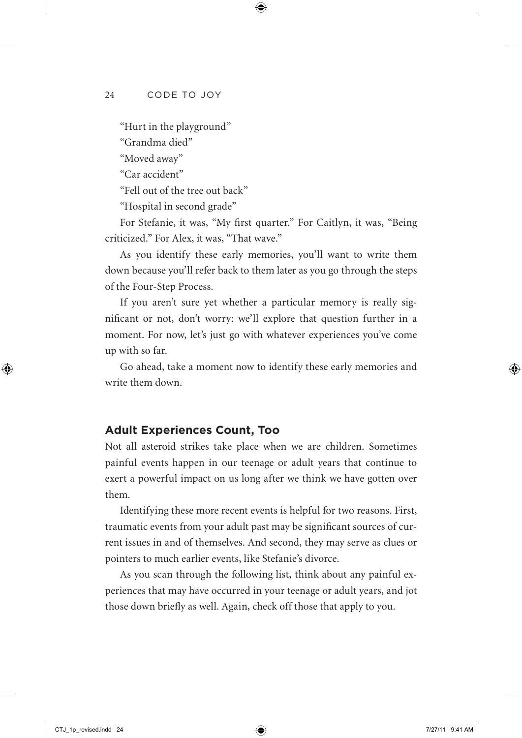"Hurt in the playground"

"Grandma died"

"Moved away"

"Car accident"

"Fell out of the tree out back"

"Hospital in second grade"

For Stefanie, it was, "My first quarter." For Caitlyn, it was, "Being criticized." For Alex, it was, "That wave."

As you identify these early memories, you'll want to write them down because you'll refer back to them later as you go through the steps of the Four-Step Process.

If you aren't sure yet whether a particular memory is really significant or not, don't worry: we'll explore that question further in a moment. For now, let's just go with whatever experiences you've come up with so far.

Go ahead, take a moment now to identify these early memories and write them down.

## Adult Experiences Count, Too

Not all asteroid strikes take place when we are children. Sometimes painful events happen in our teenage or adult years that continue to exert a powerful impact on us long after we think we have gotten over them.

Identifying these more recent events is helpful for two reasons. First, traumatic events from your adult past may be significant sources of current issues in and of themselves. And second, they may serve as clues or pointers to much earlier events, like Stefanie's divorce.

As you scan through the following list, think about any painful experiences that may have occurred in your teenage or adult years, and jot those down briefly as well. Again, check off those that apply to you.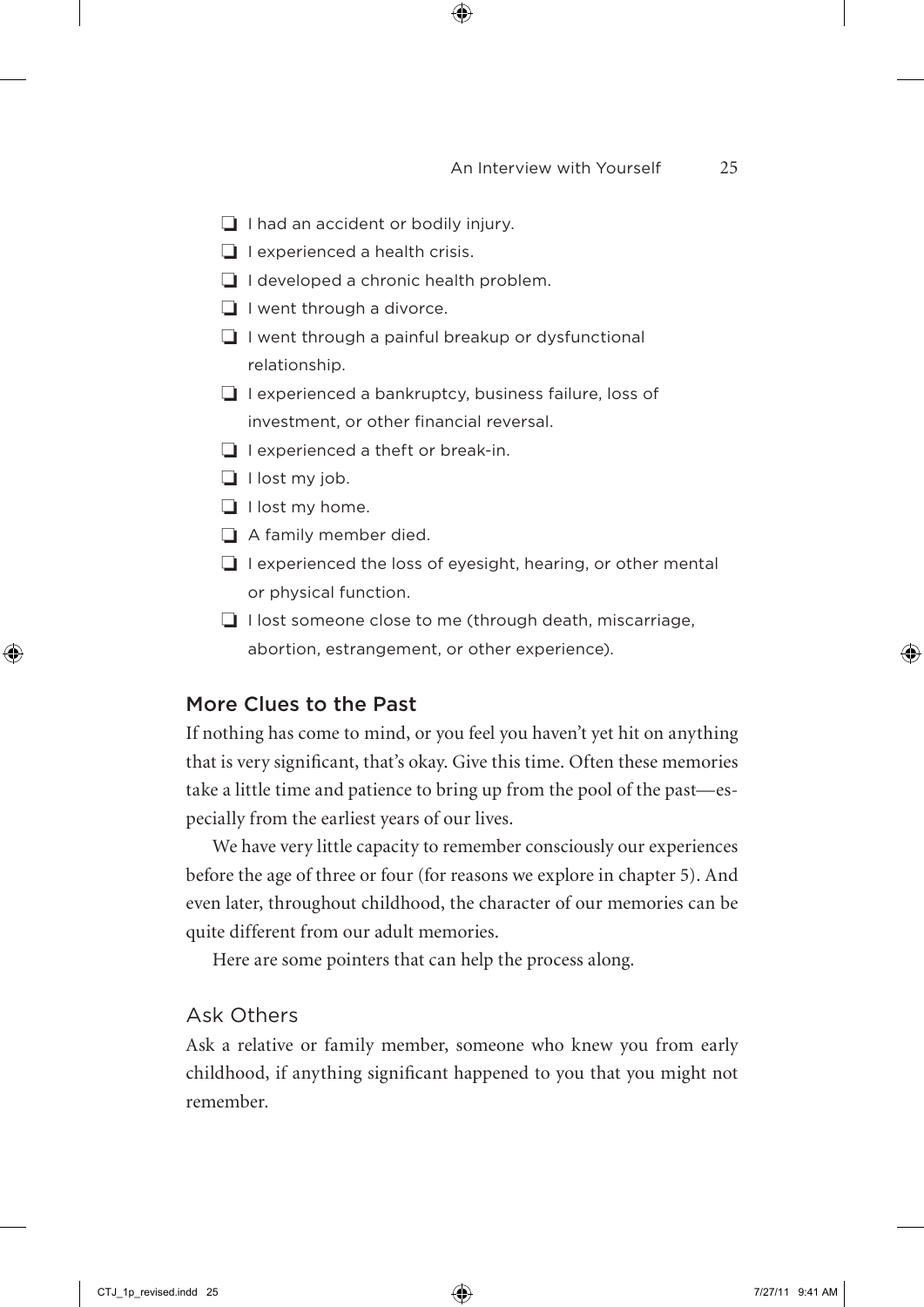- ❑ I had an accident or bodily injury.
- ❑ I experienced a health crisis.
- ❑ I developed a chronic health problem.
- ❑ I went through a divorce.
- ❑ I went through a painful breakup or dysfunctional relationship.
- ❑ I experienced a bankruptcy, business failure, loss of investment, or other financial reversal.
- ❑ I experienced a theft or break-in.
- ❑ I lost my job.
- ❑ I lost my home.
- ❑ A family member died.
- ❑ I experienced the loss of eyesight, hearing, or other mental or physical function.
- ❑ I lost someone close to me (through death, miscarriage, abortion, estrangement, or other experience).

## More Clues to the Past

If nothing has come to mind, or you feel you haven't yet hit on anything that is very significant, that's okay. Give this time. Often these memories take a little time and patience to bring up from the pool of the past—especially from the earliest years of our lives.

We have very little capacity to remember consciously our experiences before the age of three or four (for reasons we explore in chapter 5). And even later, throughout childhood, the character of our memories can be quite different from our adult memories.

Here are some pointers that can help the process along.

### Ask Others

Ask a relative or family member, someone who knew you from early childhood, if anything significant happened to you that you might not remember.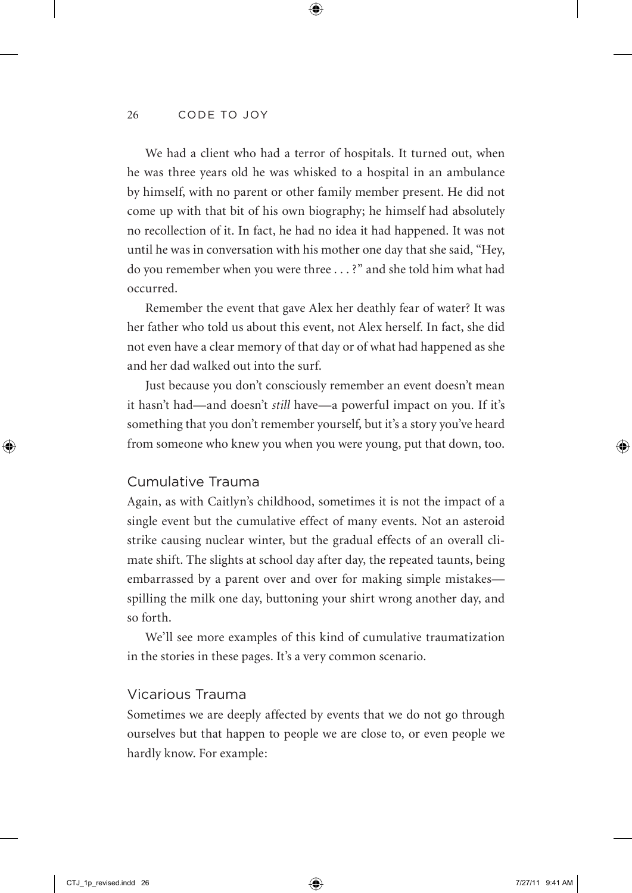We had a client who had a terror of hospitals. It turned out, when he was three years old he was whisked to a hospital in an ambulance by himself, with no parent or other family member present. He did not come up with that bit of his own biography; he himself had absolutely no recollection of it. In fact, he had no idea it had happened. It was not until he was in conversation with his mother one day that she said, "Hey, do you remember when you were three . . . ?" and she told him what had occurred.

Remember the event that gave Alex her deathly fear of water? It was her father who told us about this event, not Alex herself. In fact, she did not even have a clear memory of that day or of what had happened as she and her dad walked out into the surf.

Just because you don't consciously remember an event doesn't mean it hasn't had—and doesn't *still* have—a powerful impact on you. If it's something that you don't remember yourself, but it's a story you've heard from someone who knew you when you were young, put that down, too.

## Cumulative Trauma

Again, as with Caitlyn's childhood, sometimes it is not the impact of a single event but the cumulative effect of many events. Not an asteroid strike causing nuclear winter, but the gradual effects of an overall climate shift. The slights at school day after day, the repeated taunts, being embarrassed by a parent over and over for making simple mistakes—spilling the milk one day, buttoning your shirt wrong another day, and so forth.

We'll see more examples of this kind of cumulative traumatization in the stories in these pages. It's a very common scenario.

## Vicarious Trauma

Sometimes we are deeply affected by events that we do not go through ourselves but that happen to people we are close to, or even people we hardly know. For example: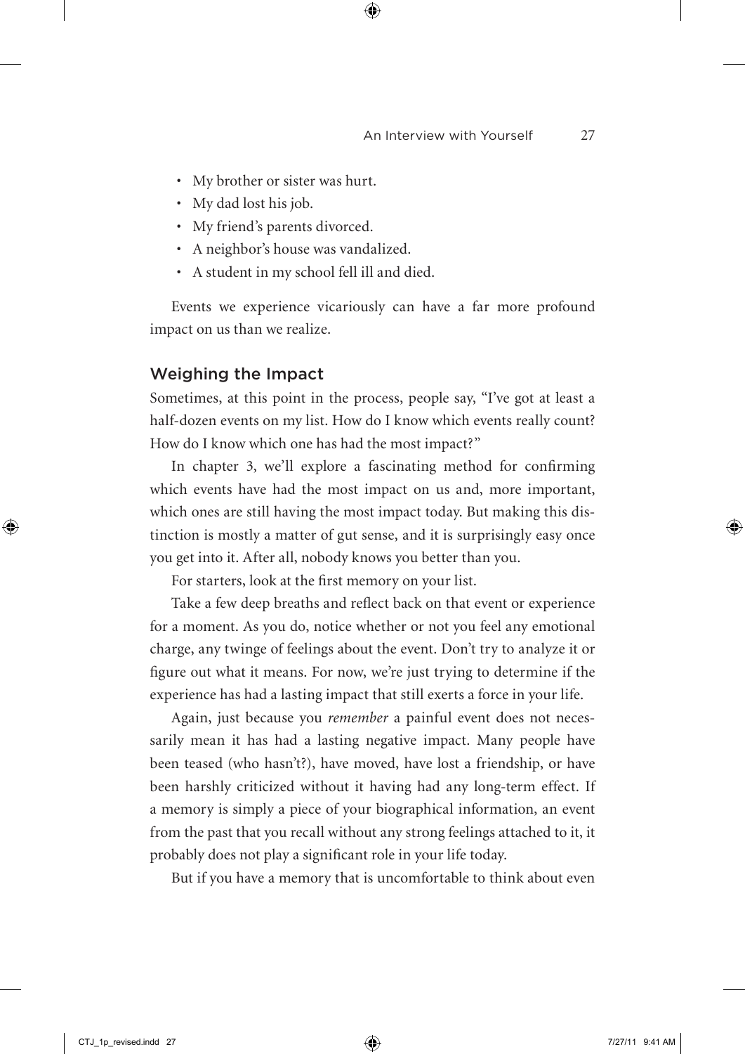- My brother or sister was hurt.
- My dad lost his job.
- My friend's parents divorced.
- A neighbor's house was vandalized.
- A student in my school fell ill and died.

Events we experience vicariously can have a far more profound impact on us than we realize.

## Weighing the Impact

Sometimes, at this point in the process, people say, "I've got at least a half-dozen events on my list. How do I know which events really count? How do I know which one has had the most impact?"

In chapter 3, we'll explore a fascinating method for confirming which events have had the most impact on us and, more important, which ones are still having the most impact today. But making this distinction is mostly a matter of gut sense, and it is surprisingly easy once you get into it. After all, nobody knows you better than you.

For starters, look at the first memory on your list.

Take a few deep breaths and reflect back on that event or experience for a moment. As you do, notice whether or not you feel any emotional charge, any twinge of feelings about the event. Don't try to analyze it or figure out what it means. For now, we're just trying to determine if the experience has had a lasting impact that still exerts a force in your life.

Again, just because you *remember* a painful event does not necessarily mean it has had a lasting negative impact. Many people have been teased (who hasn't?), have moved, have lost a friendship, or have been harshly criticized without it having had any long-term effect. If a memory is simply a piece of your biographical information, an event from the past that you recall without any strong feelings attached to it, it probably does not play a significant role in your life today.

But if you have a memory that is uncomfortable to think about even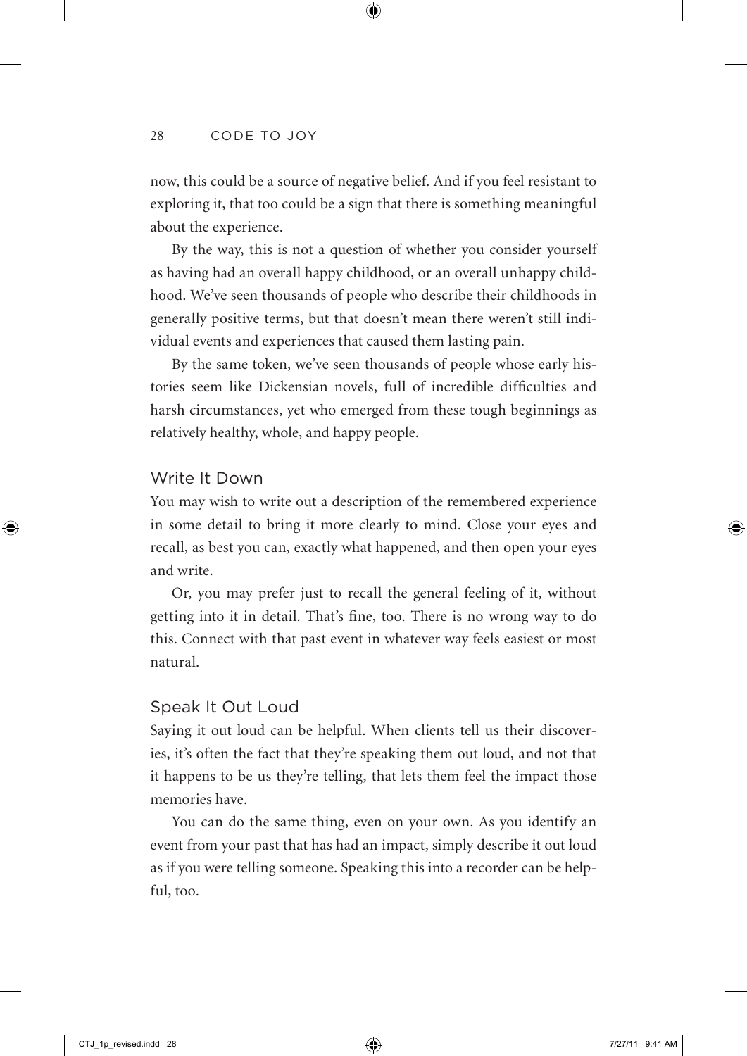now, this could be a source of negative belief. And if you feel resistant to exploring it, that too could be a sign that there is something meaningful about the experience.

By the way, this is not a question of whether you consider yourself as having had an overall happy childhood, or an overall unhappy childhood. We've seen thousands of people who describe their childhoods in generally positive terms, but that doesn't mean there weren't still individual events and experiences that caused them lasting pain.

By the same token, we've seen thousands of people whose early histories seem like Dickensian novels, full of incredible difficulties and harsh circumstances, yet who emerged from these tough beginnings as relatively healthy, whole, and happy people.

### Write It Down

You may wish to write out a description of the remembered experience in some detail to bring it more clearly to mind. Close your eyes and recall, as best you can, exactly what happened, and then open your eyes and write.

Or, you may prefer just to recall the general feeling of it, without getting into it in detail. That's fine, too. There is no wrong way to do this. Connect with that past event in whatever way feels easiest or most natural.

### Speak It Out Loud

Saying it out loud can be helpful. When clients tell us their discoveries, it's often the fact that they're speaking them out loud, and not that it happens to be us they're telling, that lets them feel the impact those memories have.

You can do the same thing, even on your own. As you identify an event from your past that has had an impact, simply describe it out loud as if you were telling someone. Speaking this into a recorder can be helpful, too.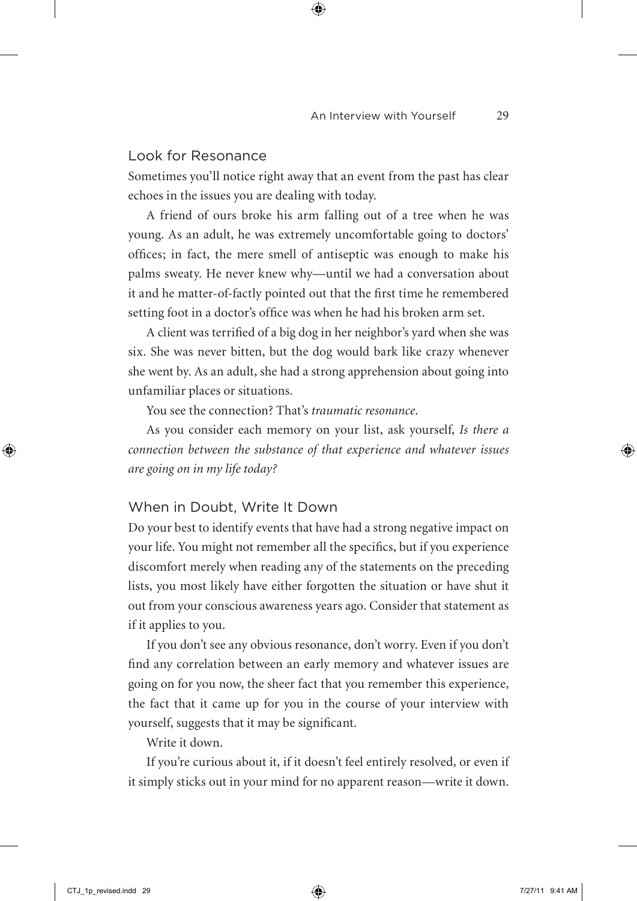## Look for Resonance

Sometimes you'll notice right away that an event from the past has clear echoes in the issues you are dealing with today.

A friend of ours broke his arm falling out of a tree when he was young. As an adult, he was extremely uncomfortable going to doctors' offices; in fact, the mere smell of antiseptic was enough to make his palms sweaty. He never knew why—until we had a conversation about it and he matter-of-factly pointed out that the first time he remembered setting foot in a doctor's office was when he had his broken arm set.

A client was terrified of a big dog in her neighbor's yard when she was six. She was never bitten, but the dog would bark like crazy whenever she went by. As an adult, she had a strong apprehension about going into unfamiliar places or situations.

You see the connection? That's *traumatic resonance*.

As you consider each memory on your list, ask yourself, *Is there a connection between the substance of that experience and whatever issues are going on in my life today?*

## When in Doubt, Write It Down

Do your best to identify events that have had a strong negative impact on your life. You might not remember all the specifics, but if you experience discomfort merely when reading any of the statements on the preceding lists, you most likely have either forgotten the situation or have shut it out from your conscious awareness years ago. Consider that statement as if it applies to you.

If you don't see any obvious resonance, don't worry. Even if you don't find any correlation between an early memory and whatever issues are going on for you now, the sheer fact that you remember this experience, the fact that it came up for you in the course of your interview with yourself, suggests that it may be significant.

Write it down.

If you're curious about it, if it doesn't feel entirely resolved, or even if it simply sticks out in your mind for no apparent reason—write it down.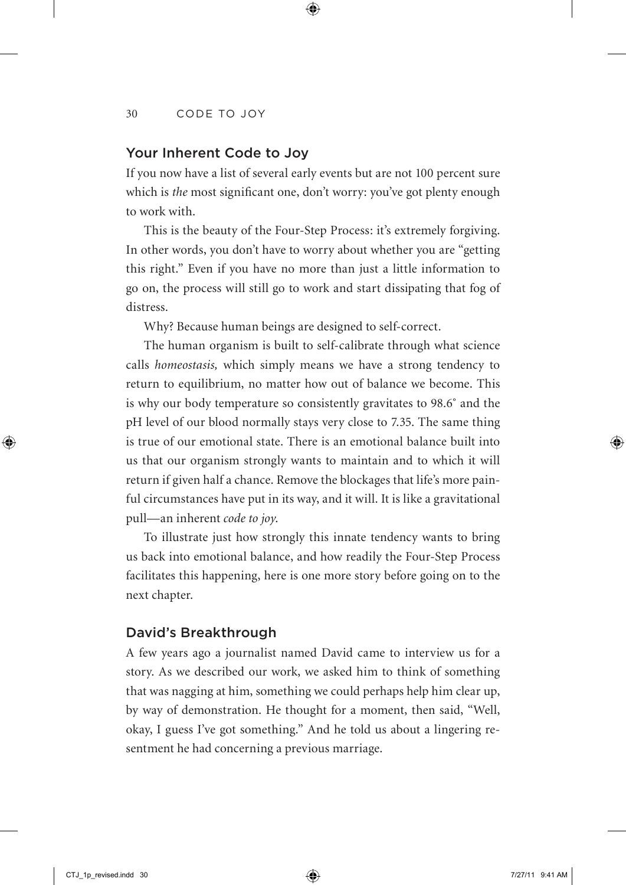## Your Inherent Code to Joy

If you now have a list of several early events but are not 100 percent sure which is *the* most significant one, don't worry: you've got plenty enough to work with.

This is the beauty of the Four-Step Process: it's extremely forgiving. In other words, you don't have to worry about whether you are "getting this right." Even if you have no more than just a little information to go on, the process will still go to work and start dissipating that fog of distress.

Why? Because human beings are designed to self-correct.

The human organism is built to self-calibrate through what science calls *homeostasis,* which simply means we have a strong tendency to return to equilibrium, no matter how out of balance we become. This is why our body temperature so consistently gravitates to 98.6° and the pH level of our blood normally stays very close to 7.35. The same thing is true of our emotional state. There is an emotional balance built into us that our organism strongly wants to maintain and to which it will return if given half a chance. Remove the blockages that life's more painful circumstances have put in its way, and it will. It is like a gravitational pull—an inherent *code to joy.*

To illustrate just how strongly this innate tendency wants to bring us back into emotional balance, and how readily the Four-Step Process facilitates this happening, here is one more story before going on to the next chapter.

## David's Breakthrough

A few years ago a journalist named David came to interview us for a story. As we described our work, we asked him to think of something that was nagging at him, something we could perhaps help him clear up, by way of demonstration. He thought for a moment, then said, "Well, okay, I guess I've got something." And he told us about a lingering resentment he had concerning a previous marriage.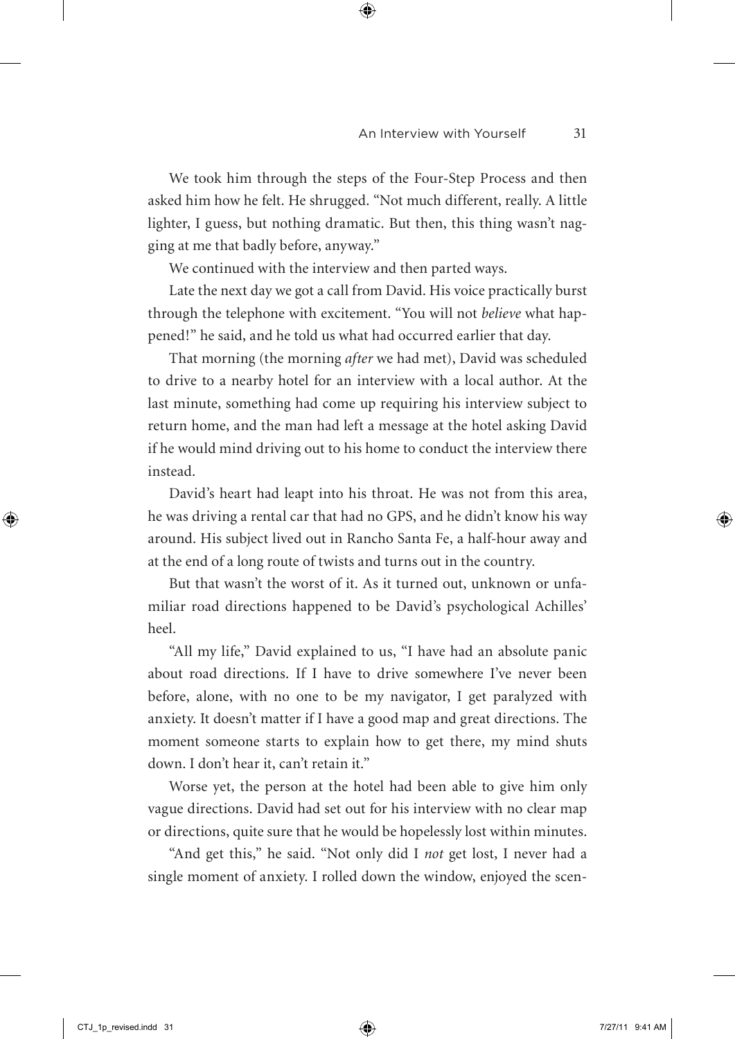We took him through the steps of the Four-Step Process and then asked him how he felt. He shrugged. "Not much different, really. A little lighter, I guess, but nothing dramatic. But then, this thing wasn't nagging at me that badly before, anyway."

We continued with the interview and then parted ways.

Late the next day we got a call from David. His voice practically burst through the telephone with excitement. "You will not *believe* what happened!" he said, and he told us what had occurred earlier that day.

That morning (the morning *after* we had met), David was scheduled to drive to a nearby hotel for an interview with a local author. At the last minute, something had come up requiring his interview subject to return home, and the man had left a message at the hotel asking David if he would mind driving out to his home to conduct the interview there instead.

David's heart had leapt into his throat. He was not from this area, he was driving a rental car that had no GPS, and he didn't know his way around. His subject lived out in Rancho Santa Fe, a half-hour away and at the end of a long route of twists and turns out in the country.

But that wasn't the worst of it. As it turned out, unknown or unfamiliar road directions happened to be David's psychological Achilles' heel.

"All my life," David explained to us, "I have had an absolute panic about road directions. If I have to drive somewhere I've never been before, alone, with no one to be my navigator, I get paralyzed with anxiety. It doesn't matter if I have a good map and great directions. The moment someone starts to explain how to get there, my mind shuts down. I don't hear it, can't retain it."

Worse yet, the person at the hotel had been able to give him only vague directions. David had set out for his interview with no clear map or directions, quite sure that he would be hopelessly lost within minutes.

"And get this," he said. "Not only did I *not* get lost, I never had a single moment of anxiety. I rolled down the window, enjoyed the scen-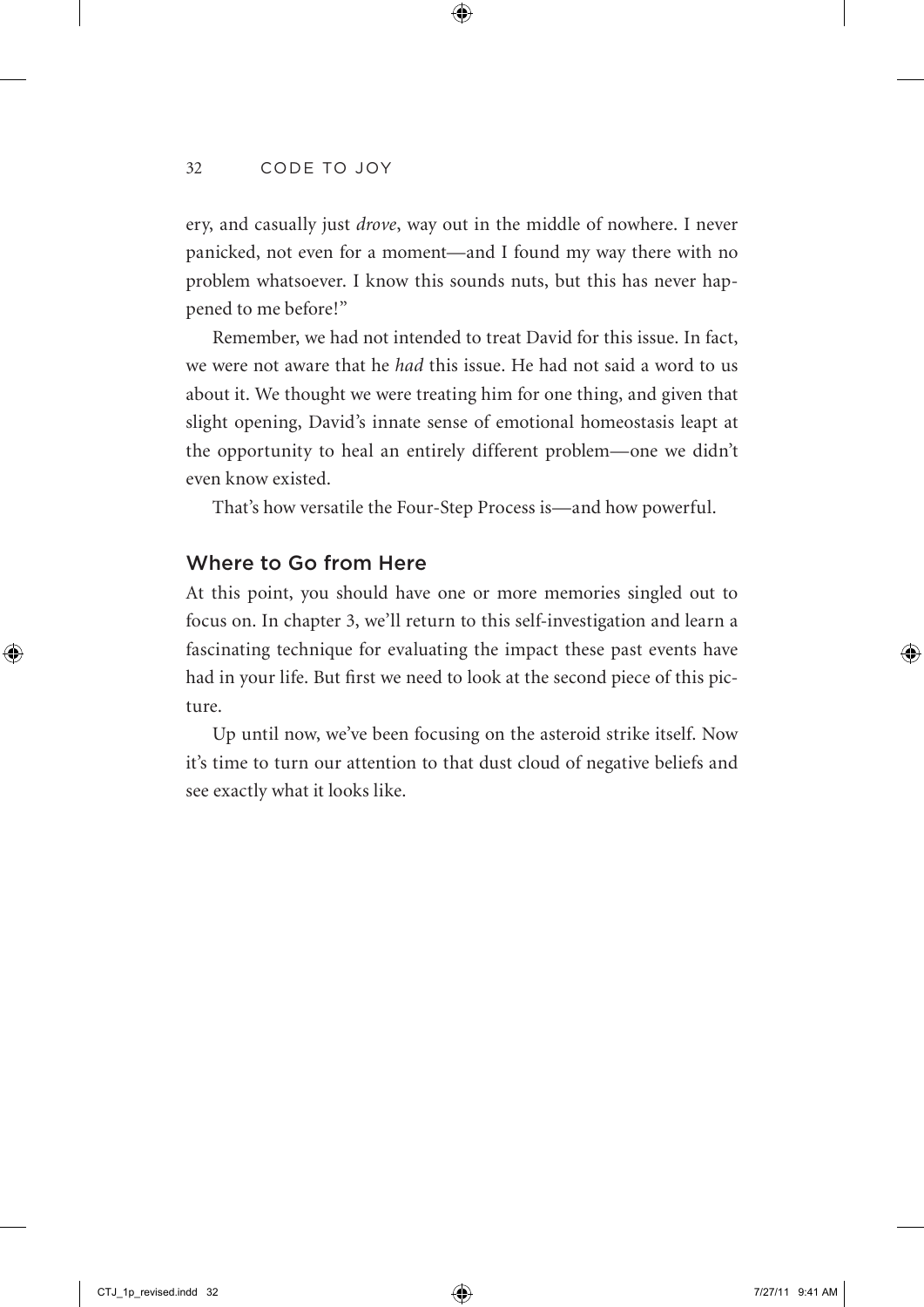ery, and casually just *drove*, way out in the middle of nowhere. I never panicked, not even for a moment—and I found my way there with no problem whatsoever. I know this sounds nuts, but this has never happened to me before!"

Remember, we had not intended to treat David for this issue. In fact, we were not aware that he *had* this issue. He had not said a word to us about it. We thought we were treating him for one thing, and given that slight opening, David's innate sense of emotional homeostasis leapt at the opportunity to heal an entirely different problem—one we didn't even know existed.

That's how versatile the Four-Step Process is—and how powerful.

## Where to Go from Here

At this point, you should have one or more memories singled out to focus on. In chapter 3, we'll return to this self-investigation and learn a fascinating technique for evaluating the impact these past events have had in your life. But first we need to look at the second piece of this picture.

Up until now, we've been focusing on the asteroid strike itself. Now it's time to turn our attention to that dust cloud of negative beliefs and see exactly what it looks like.